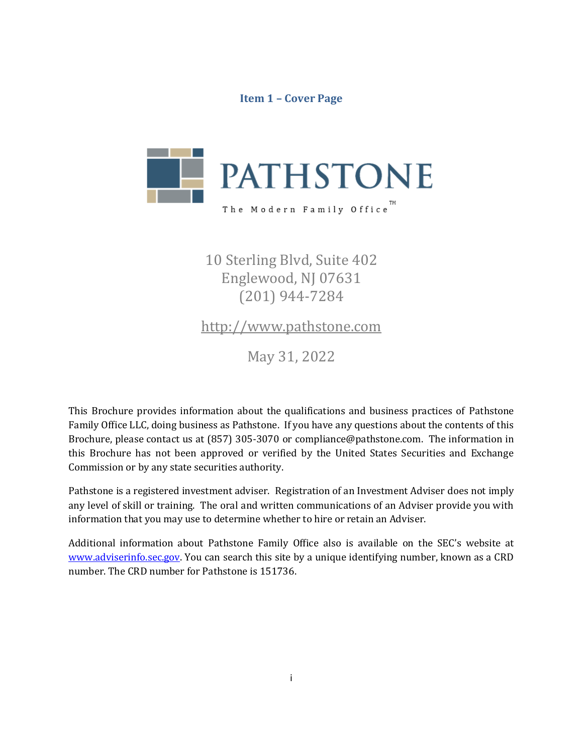## Item 1 – Cover Page

PATHSTONE

The Modern Family Office™

10 Sterling Blvd, Suite 402
Englewood, NJ 07631
(201) 944-7284

http://www.pathstone.com

May 31, 2022

This Brochure provides information about the qualifications and business practices of Pathstone Family Office LLC, doing business as Pathstone. If you have any questions about the contents of this Brochure, please contact us at (857) 305-3070 or compliance@pathstone.com. The information in this Brochure has not been approved or verified by the United States Securities and Exchange Commission or by any state securities authority.

Pathstone is a registered investment adviser. Registration of an Investment Adviser does not imply any level of skill or training. The oral and written communications of an Adviser provide you with information that you may use to determine whether to hire or retain an Adviser.

Additional information about Pathstone Family Office also is available on the SEC's website at www.adviserinfo.sec.gov. You can search this site by a unique identifying number, known as a CRD number. The CRD number for Pathstone is 151736.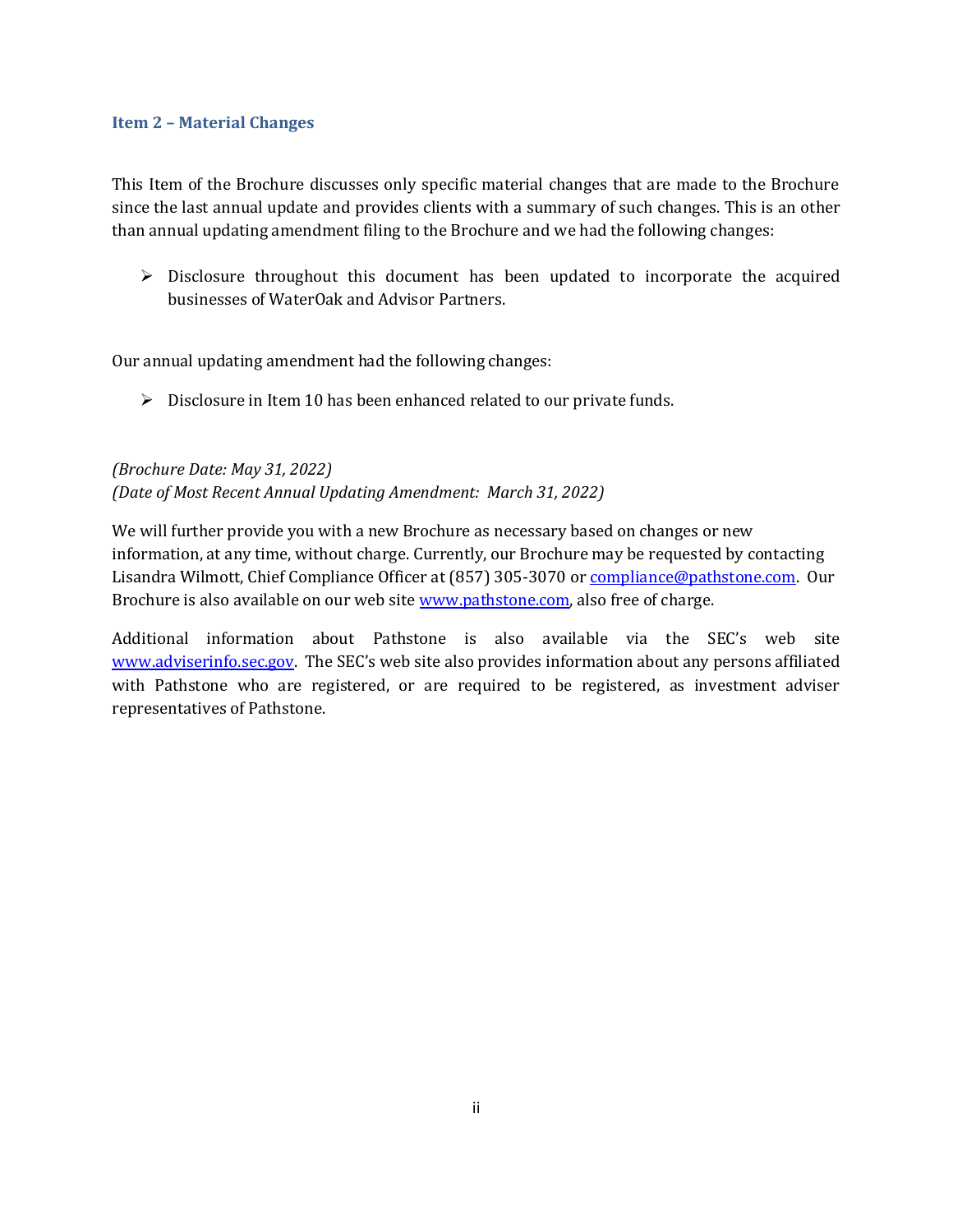## Item 2 – Material Changes

This Item of the Brochure discusses only specific material changes that are made to the Brochure since the last annual update and provides clients with a summary of such changes. This is an other than annual updating amendment filing to the Brochure and we had the following changes:

- Disclosure throughout this document has been updated to incorporate the acquired businesses of WaterOak and Advisor Partners.

Our annual updating amendment had the following changes:

- Disclosure in Item 10 has been enhanced related to our private funds.

*(Brochure Date: May 31, 2022)*
*(Date of Most Recent Annual Updating Amendment: March 31, 2022)*

We will further provide you with a new Brochure as necessary based on changes or new information, at any time, without charge. Currently, our Brochure may be requested by contacting Lisandra Wilmott, Chief Compliance Officer at (857) 305-3070 or compliance@pathstone.com. Our Brochure is also available on our web site www.pathstone.com, also free of charge.

Additional information about Pathstone is also available via the SEC's web site www.adviserinfo.sec.gov. The SEC's web site also provides information about any persons affiliated with Pathstone who are registered, or are required to be registered, as investment adviser representatives of Pathstone.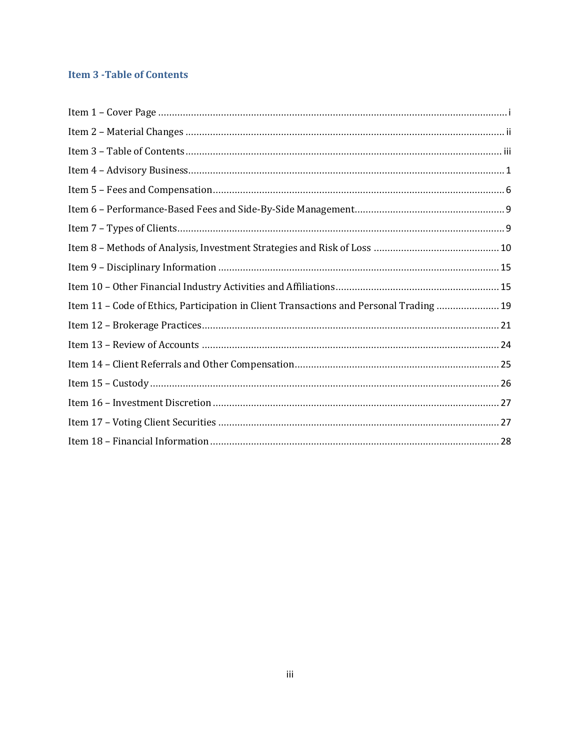## Item 3 -Table of Contents

Item 1 – Cover Page ............................................................ i

Item 2 – Material Changes ............................................................ ii

Item 3 – Table of Contents ............................................................ iii

Item 4 – Advisory Business ............................................................ 1

Item 5 – Fees and Compensation ............................................................ 6

Item 6 – Performance-Based Fees and Side-By-Side Management ............................................................ 9

Item 7 – Types of Clients ............................................................ 9

Item 8 – Methods of Analysis, Investment Strategies and Risk of Loss ............................................................ 10

Item 9 – Disciplinary Information ............................................................ 15

Item 10 – Other Financial Industry Activities and Affiliations ............................................................ 15

Item 11 – Code of Ethics, Participation in Client Transactions and Personal Trading ............................................................ 19

Item 12 – Brokerage Practices ............................................................ 21

Item 13 – Review of Accounts ............................................................ 24

Item 14 – Client Referrals and Other Compensation ............................................................ 25

Item 15 – Custody ............................................................ 26

Item 16 – Investment Discretion ............................................................ 27

Item 17 – Voting Client Securities ............................................................ 27

Item 18 – Financial Information ............................................................ 28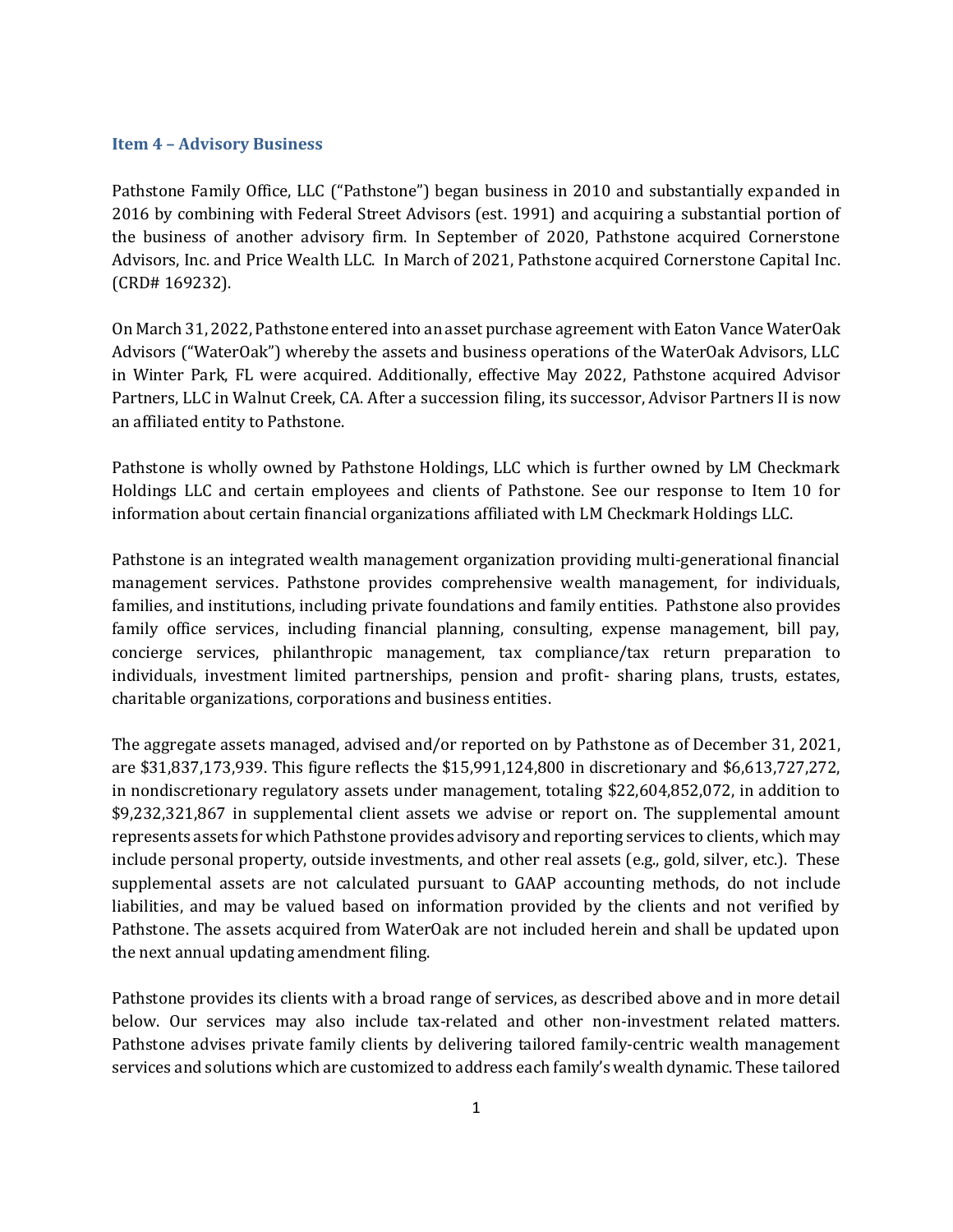## Item 4 – Advisory Business

Pathstone Family Office, LLC ("Pathstone") began business in 2010 and substantially expanded in 2016 by combining with Federal Street Advisors (est. 1991) and acquiring a substantial portion of the business of another advisory firm. In September of 2020, Pathstone acquired Cornerstone Advisors, Inc. and Price Wealth LLC. In March of 2021, Pathstone acquired Cornerstone Capital Inc. (CRD# 169232).

On March 31, 2022, Pathstone entered into an asset purchase agreement with Eaton Vance WaterOak Advisors ("WaterOak") whereby the assets and business operations of the WaterOak Advisors, LLC in Winter Park, FL were acquired. Additionally, effective May 2022, Pathstone acquired Advisor Partners, LLC in Walnut Creek, CA. After a succession filing, its successor, Advisor Partners II is now an affiliated entity to Pathstone.

Pathstone is wholly owned by Pathstone Holdings, LLC which is further owned by LM Checkmark Holdings LLC and certain employees and clients of Pathstone. See our response to Item 10 for information about certain financial organizations affiliated with LM Checkmark Holdings LLC.

Pathstone is an integrated wealth management organization providing multi-generational financial management services. Pathstone provides comprehensive wealth management, for individuals, families, and institutions, including private foundations and family entities. Pathstone also provides family office services, including financial planning, consulting, expense management, bill pay, concierge services, philanthropic management, tax compliance/tax return preparation to individuals, investment limited partnerships, pension and profit- sharing plans, trusts, estates, charitable organizations, corporations and business entities.

The aggregate assets managed, advised and/or reported on by Pathstone as of December 31, 2021, are $31,837,173,939. This figure reflects the $15,991,124,800 in discretionary and $6,613,727,272, in nondiscretionary regulatory assets under management, totaling $22,604,852,072, in addition to $9,232,321,867 in supplemental client assets we advise or report on. The supplemental amount represents assets for which Pathstone provides advisory and reporting services to clients, which may include personal property, outside investments, and other real assets (e.g., gold, silver, etc.). These supplemental assets are not calculated pursuant to GAAP accounting methods, do not include liabilities, and may be valued based on information provided by the clients and not verified by Pathstone. The assets acquired from WaterOak are not included herein and shall be updated upon the next annual updating amendment filing.

Pathstone provides its clients with a broad range of services, as described above and in more detail below. Our services may also include tax-related and other non-investment related matters. Pathstone advises private family clients by delivering tailored family-centric wealth management services and solutions which are customized to address each family's wealth dynamic. These tailored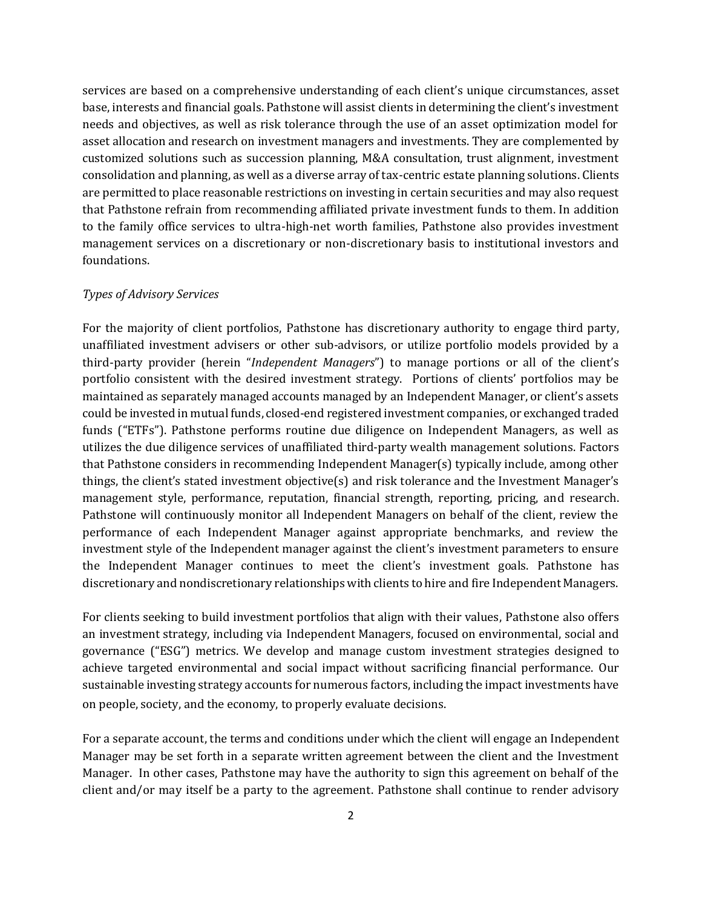services are based on a comprehensive understanding of each client's unique circumstances, asset base, interests and financial goals. Pathstone will assist clients in determining the client's investment needs and objectives, as well as risk tolerance through the use of an asset optimization model for asset allocation and research on investment managers and investments. They are complemented by customized solutions such as succession planning, M&A consultation, trust alignment, investment consolidation and planning, as well as a diverse array of tax-centric estate planning solutions. Clients are permitted to place reasonable restrictions on investing in certain securities and may also request that Pathstone refrain from recommending affiliated private investment funds to them. In addition to the family office services to ultra-high-net worth families, Pathstone also provides investment management services on a discretionary or non-discretionary basis to institutional investors and foundations.

*Types of Advisory Services*

For the majority of client portfolios, Pathstone has discretionary authority to engage third party, unaffiliated investment advisers or other sub-advisors, or utilize portfolio models provided by a third-party provider (herein "*Independent Managers*") to manage portions or all of the client's portfolio consistent with the desired investment strategy. Portions of clients' portfolios may be maintained as separately managed accounts managed by an Independent Manager, or client's assets could be invested in mutual funds, closed-end registered investment companies, or exchanged traded funds ("ETFs"). Pathstone performs routine due diligence on Independent Managers, as well as utilizes the due diligence services of unaffiliated third-party wealth management solutions. Factors that Pathstone considers in recommending Independent Manager(s) typically include, among other things, the client's stated investment objective(s) and risk tolerance and the Investment Manager's management style, performance, reputation, financial strength, reporting, pricing, and research. Pathstone will continuously monitor all Independent Managers on behalf of the client, review the performance of each Independent Manager against appropriate benchmarks, and review the investment style of the Independent manager against the client's investment parameters to ensure the Independent Manager continues to meet the client's investment goals. Pathstone has discretionary and nondiscretionary relationships with clients to hire and fire Independent Managers.

For clients seeking to build investment portfolios that align with their values, Pathstone also offers an investment strategy, including via Independent Managers, focused on environmental, social and governance ("ESG") metrics. We develop and manage custom investment strategies designed to achieve targeted environmental and social impact without sacrificing financial performance. Our sustainable investing strategy accounts for numerous factors, including the impact investments have on people, society, and the economy, to properly evaluate decisions.

For a separate account, the terms and conditions under which the client will engage an Independent Manager may be set forth in a separate written agreement between the client and the Investment Manager. In other cases, Pathstone may have the authority to sign this agreement on behalf of the client and/or may itself be a party to the agreement. Pathstone shall continue to render advisory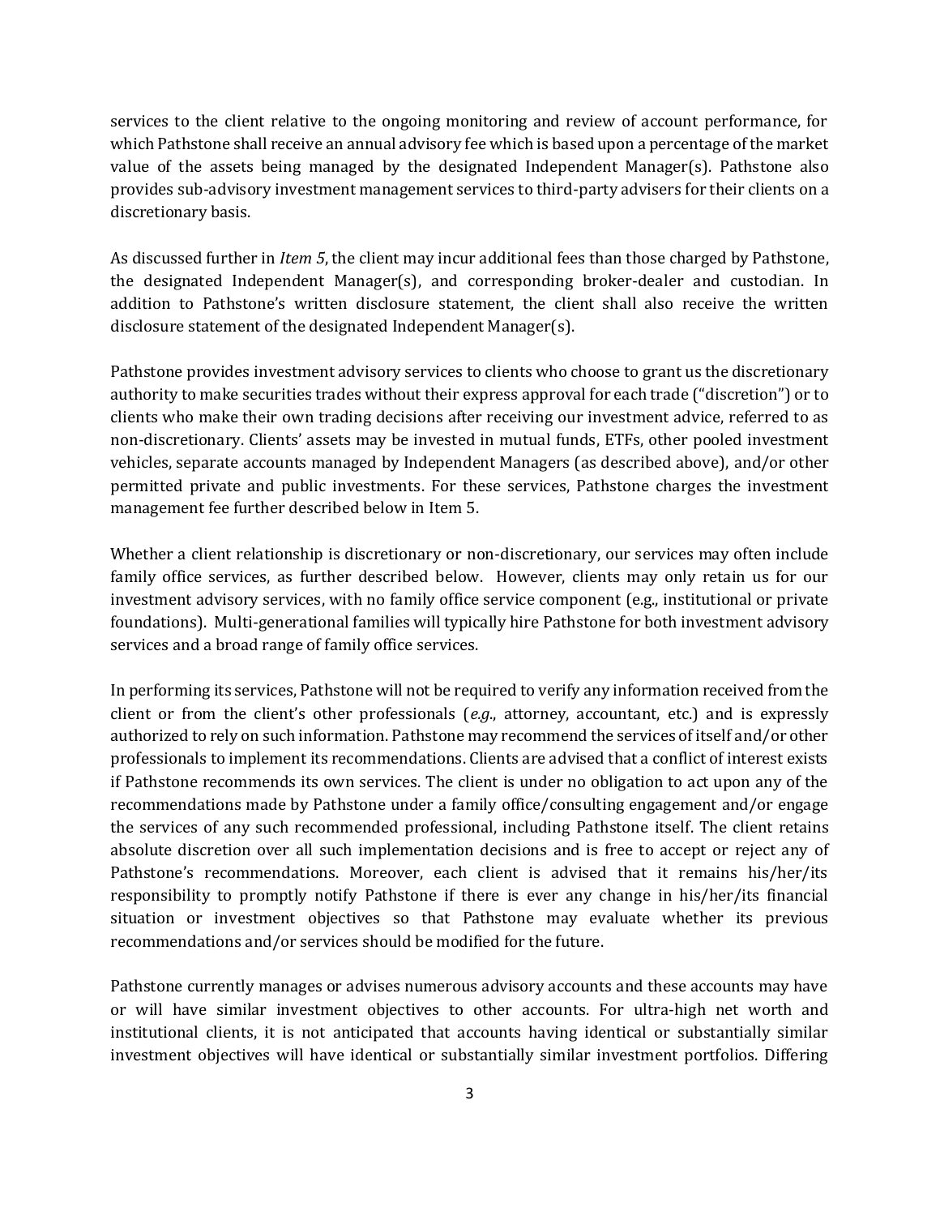services to the client relative to the ongoing monitoring and review of account performance, for which Pathstone shall receive an annual advisory fee which is based upon a percentage of the market value of the assets being managed by the designated Independent Manager(s). Pathstone also provides sub-advisory investment management services to third-party advisers for their clients on a discretionary basis.

As discussed further in *Item 5*, the client may incur additional fees than those charged by Pathstone, the designated Independent Manager(s), and corresponding broker-dealer and custodian. In addition to Pathstone's written disclosure statement, the client shall also receive the written disclosure statement of the designated Independent Manager(s).

Pathstone provides investment advisory services to clients who choose to grant us the discretionary authority to make securities trades without their express approval for each trade ("discretion") or to clients who make their own trading decisions after receiving our investment advice, referred to as non-discretionary. Clients' assets may be invested in mutual funds, ETFs, other pooled investment vehicles, separate accounts managed by Independent Managers (as described above), and/or other permitted private and public investments. For these services, Pathstone charges the investment management fee further described below in Item 5.

Whether a client relationship is discretionary or non-discretionary, our services may often include family office services, as further described below. However, clients may only retain us for our investment advisory services, with no family office service component (e.g., institutional or private foundations). Multi-generational families will typically hire Pathstone for both investment advisory services and a broad range of family office services.

In performing its services, Pathstone will not be required to verify any information received from the client or from the client's other professionals (*e.g.*, attorney, accountant, etc.) and is expressly authorized to rely on such information. Pathstone may recommend the services of itself and/or other professionals to implement its recommendations. Clients are advised that a conflict of interest exists if Pathstone recommends its own services. The client is under no obligation to act upon any of the recommendations made by Pathstone under a family office/consulting engagement and/or engage the services of any such recommended professional, including Pathstone itself. The client retains absolute discretion over all such implementation decisions and is free to accept or reject any of Pathstone's recommendations. Moreover, each client is advised that it remains his/her/its responsibility to promptly notify Pathstone if there is ever any change in his/her/its financial situation or investment objectives so that Pathstone may evaluate whether its previous recommendations and/or services should be modified for the future.

Pathstone currently manages or advises numerous advisory accounts and these accounts may have or will have similar investment objectives to other accounts. For ultra-high net worth and institutional clients, it is not anticipated that accounts having identical or substantially similar investment objectives will have identical or substantially similar investment portfolios. Differing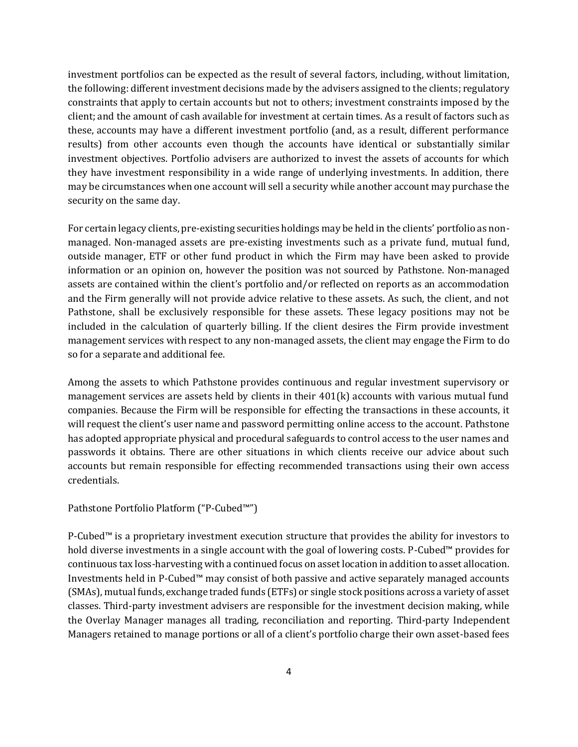investment portfolios can be expected as the result of several factors, including, without limitation, the following: different investment decisions made by the advisers assigned to the clients; regulatory constraints that apply to certain accounts but not to others; investment constraints imposed by the client; and the amount of cash available for investment at certain times. As a result of factors such as these, accounts may have a different investment portfolio (and, as a result, different performance results) from other accounts even though the accounts have identical or substantially similar investment objectives. Portfolio advisers are authorized to invest the assets of accounts for which they have investment responsibility in a wide range of underlying investments. In addition, there may be circumstances when one account will sell a security while another account may purchase the security on the same day.

For certain legacy clients, pre-existing securities holdings may be held in the clients' portfolio as non-managed. Non-managed assets are pre-existing investments such as a private fund, mutual fund, outside manager, ETF or other fund product in which the Firm may have been asked to provide information or an opinion on, however the position was not sourced by Pathstone. Non-managed assets are contained within the client's portfolio and/or reflected on reports as an accommodation and the Firm generally will not provide advice relative to these assets. As such, the client, and not Pathstone, shall be exclusively responsible for these assets. These legacy positions may not be included in the calculation of quarterly billing. If the client desires the Firm provide investment management services with respect to any non-managed assets, the client may engage the Firm to do so for a separate and additional fee.

Among the assets to which Pathstone provides continuous and regular investment supervisory or management services are assets held by clients in their 401(k) accounts with various mutual fund companies. Because the Firm will be responsible for effecting the transactions in these accounts, it will request the client's user name and password permitting online access to the account. Pathstone has adopted appropriate physical and procedural safeguards to control access to the user names and passwords it obtains. There are other situations in which clients receive our advice about such accounts but remain responsible for effecting recommended transactions using their own access credentials.

Pathstone Portfolio Platform ("P-Cubed™")

P-Cubed™ is a proprietary investment execution structure that provides the ability for investors to hold diverse investments in a single account with the goal of lowering costs. P-Cubed™ provides for continuous tax loss-harvesting with a continued focus on asset location in addition to asset allocation. Investments held in P-Cubed™ may consist of both passive and active separately managed accounts (SMAs), mutual funds, exchange traded funds (ETFs) or single stock positions across a variety of asset classes. Third-party investment advisers are responsible for the investment decision making, while the Overlay Manager manages all trading, reconciliation and reporting. Third-party Independent Managers retained to manage portions or all of a client's portfolio charge their own asset-based fees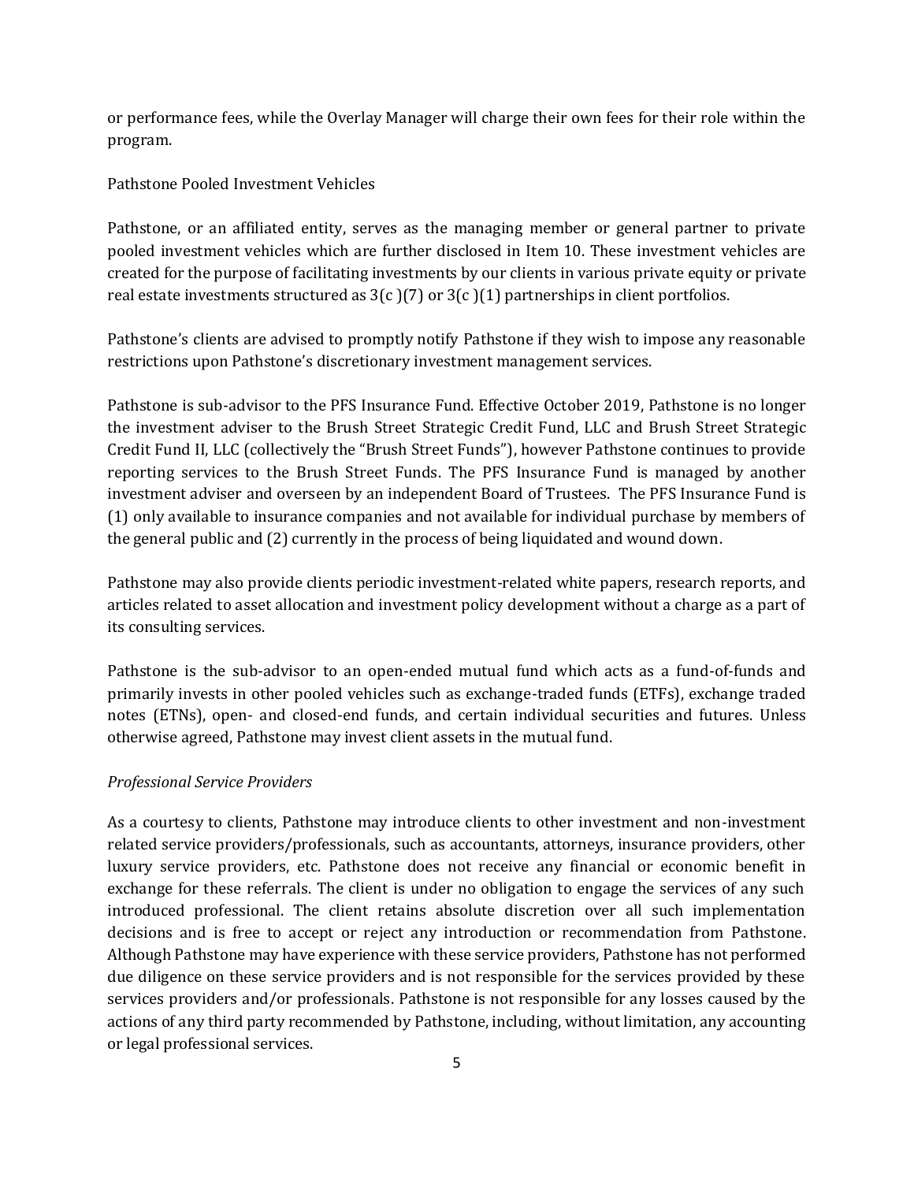or performance fees, while the Overlay Manager will charge their own fees for their role within the program.

Pathstone Pooled Investment Vehicles

Pathstone, or an affiliated entity, serves as the managing member or general partner to private pooled investment vehicles which are further disclosed in Item 10. These investment vehicles are created for the purpose of facilitating investments by our clients in various private equity or private real estate investments structured as 3(c )(7) or 3(c )(1) partnerships in client portfolios.

Pathstone's clients are advised to promptly notify Pathstone if they wish to impose any reasonable restrictions upon Pathstone's discretionary investment management services.

Pathstone is sub-advisor to the PFS Insurance Fund. Effective October 2019, Pathstone is no longer the investment adviser to the Brush Street Strategic Credit Fund, LLC and Brush Street Strategic Credit Fund II, LLC (collectively the "Brush Street Funds"), however Pathstone continues to provide reporting services to the Brush Street Funds. The PFS Insurance Fund is managed by another investment adviser and overseen by an independent Board of Trustees. The PFS Insurance Fund is (1) only available to insurance companies and not available for individual purchase by members of the general public and (2) currently in the process of being liquidated and wound down.

Pathstone may also provide clients periodic investment-related white papers, research reports, and articles related to asset allocation and investment policy development without a charge as a part of its consulting services.

Pathstone is the sub-advisor to an open-ended mutual fund which acts as a fund-of-funds and primarily invests in other pooled vehicles such as exchange-traded funds (ETFs), exchange traded notes (ETNs), open- and closed-end funds, and certain individual securities and futures. Unless otherwise agreed, Pathstone may invest client assets in the mutual fund.

*Professional Service Providers*

As a courtesy to clients, Pathstone may introduce clients to other investment and non-investment related service providers/professionals, such as accountants, attorneys, insurance providers, other luxury service providers, etc. Pathstone does not receive any financial or economic benefit in exchange for these referrals. The client is under no obligation to engage the services of any such introduced professional. The client retains absolute discretion over all such implementation decisions and is free to accept or reject any introduction or recommendation from Pathstone. Although Pathstone may have experience with these service providers, Pathstone has not performed due diligence on these service providers and is not responsible for the services provided by these services providers and/or professionals. Pathstone is not responsible for any losses caused by the actions of any third party recommended by Pathstone, including, without limitation, any accounting or legal professional services.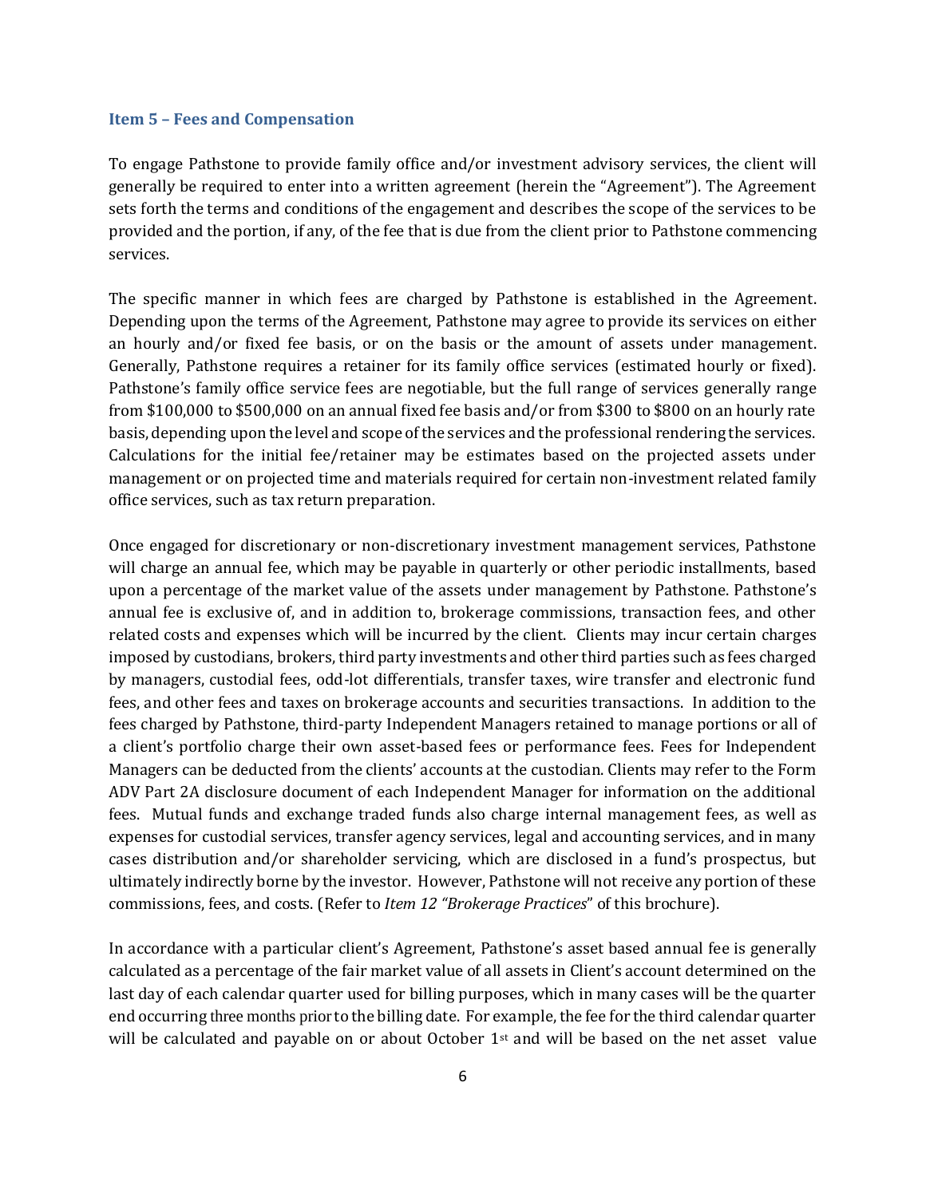## Item 5 – Fees and Compensation

To engage Pathstone to provide family office and/or investment advisory services, the client will generally be required to enter into a written agreement (herein the "Agreement"). The Agreement sets forth the terms and conditions of the engagement and describes the scope of the services to be provided and the portion, if any, of the fee that is due from the client prior to Pathstone commencing services.

The specific manner in which fees are charged by Pathstone is established in the Agreement. Depending upon the terms of the Agreement, Pathstone may agree to provide its services on either an hourly and/or fixed fee basis, or on the basis or the amount of assets under management. Generally, Pathstone requires a retainer for its family office services (estimated hourly or fixed). Pathstone's family office service fees are negotiable, but the full range of services generally range from $100,000 to $500,000 on an annual fixed fee basis and/or from $300 to $800 on an hourly rate basis, depending upon the level and scope of the services and the professional rendering the services. Calculations for the initial fee/retainer may be estimates based on the projected assets under management or on projected time and materials required for certain non-investment related family office services, such as tax return preparation.

Once engaged for discretionary or non-discretionary investment management services, Pathstone will charge an annual fee, which may be payable in quarterly or other periodic installments, based upon a percentage of the market value of the assets under management by Pathstone. Pathstone's annual fee is exclusive of, and in addition to, brokerage commissions, transaction fees, and other related costs and expenses which will be incurred by the client. Clients may incur certain charges imposed by custodians, brokers, third party investments and other third parties such as fees charged by managers, custodial fees, odd-lot differentials, transfer taxes, wire transfer and electronic fund fees, and other fees and taxes on brokerage accounts and securities transactions. In addition to the fees charged by Pathstone, third-party Independent Managers retained to manage portions or all of a client's portfolio charge their own asset-based fees or performance fees. Fees for Independent Managers can be deducted from the clients' accounts at the custodian. Clients may refer to the Form ADV Part 2A disclosure document of each Independent Manager for information on the additional fees. Mutual funds and exchange traded funds also charge internal management fees, as well as expenses for custodial services, transfer agency services, legal and accounting services, and in many cases distribution and/or shareholder servicing, which are disclosed in a fund's prospectus, but ultimately indirectly borne by the investor. However, Pathstone will not receive any portion of these commissions, fees, and costs. (Refer to *Item 12 "Brokerage Practices*" of this brochure).

In accordance with a particular client's Agreement, Pathstone's asset based annual fee is generally calculated as a percentage of the fair market value of all assets in Client's account determined on the last day of each calendar quarter used for billing purposes, which in many cases will be the quarter end occurring three months prior to the billing date. For example, the fee for the third calendar quarter will be calculated and payable on or about October 1st and will be based on the net asset value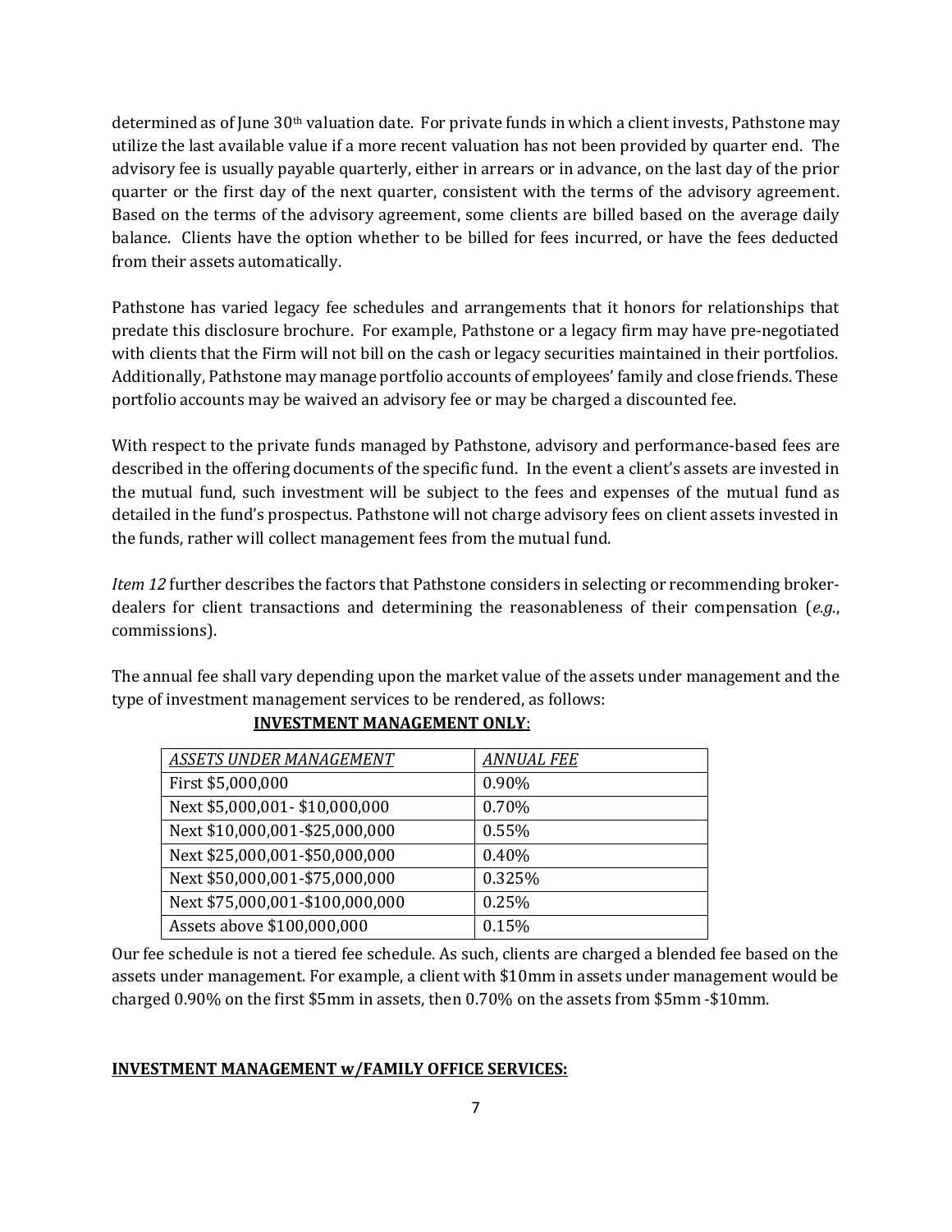determined as of June 30th valuation date. For private funds in which a client invests, Pathstone may utilize the last available value if a more recent valuation has not been provided by quarter end. The advisory fee is usually payable quarterly, either in arrears or in advance, on the last day of the prior quarter or the first day of the next quarter, consistent with the terms of the advisory agreement. Based on the terms of the advisory agreement, some clients are billed based on the average daily balance. Clients have the option whether to be billed for fees incurred, or have the fees deducted from their assets automatically.

Pathstone has varied legacy fee schedules and arrangements that it honors for relationships that predate this disclosure brochure. For example, Pathstone or a legacy firm may have pre-negotiated with clients that the Firm will not bill on the cash or legacy securities maintained in their portfolios. Additionally, Pathstone may manage portfolio accounts of employees' family and close friends. These portfolio accounts may be waived an advisory fee or may be charged a discounted fee.

With respect to the private funds managed by Pathstone, advisory and performance-based fees are described in the offering documents of the specific fund. In the event a client's assets are invested in the mutual fund, such investment will be subject to the fees and expenses of the mutual fund as detailed in the fund's prospectus. Pathstone will not charge advisory fees on client assets invested in the funds, rather will collect management fees from the mutual fund.

*Item 12* further describes the factors that Pathstone considers in selecting or recommending broker-dealers for client transactions and determining the reasonableness of their compensation (*e.g.*, commissions).

The annual fee shall vary depending upon the market value of the assets under management and the type of investment management services to be rendered, as follows:

**INVESTMENT MANAGEMENT ONLY**:

| *ASSETS UNDER MANAGEMENT* | *ANNUAL FEE* |
|---|---|
| First $5,000,000 | 0.90% |
| Next $5,000,001- $10,000,000 | 0.70% |
| Next $10,000,001-$25,000,000 | 0.55% |
| Next $25,000,001-$50,000,000 | 0.40% |
| Next $50,000,001-$75,000,000 | 0.325% |
| Next $75,000,001-$100,000,000 | 0.25% |
| Assets above $100,000,000 | 0.15% |

Our fee schedule is not a tiered fee schedule. As such, clients are charged a blended fee based on the assets under management. For example, a client with $10mm in assets under management would be charged 0.90% on the first $5mm in assets, then 0.70% on the assets from $5mm -$10mm.

**INVESTMENT MANAGEMENT w/FAMILY OFFICE SERVICES:**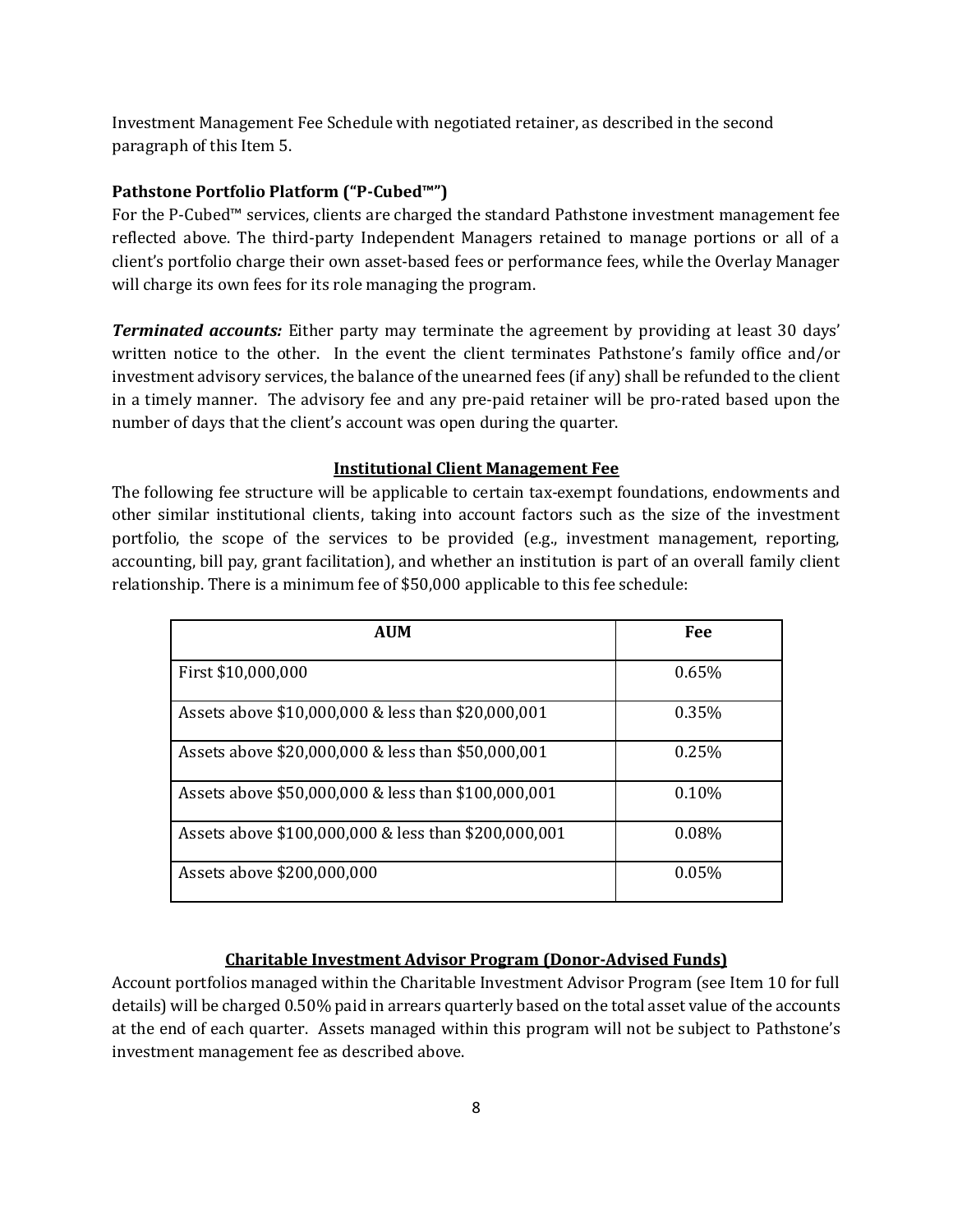Investment Management Fee Schedule with negotiated retainer, as described in the second paragraph of this Item 5.

**Pathstone Portfolio Platform ("P-Cubed™")**

For the P-Cubed™ services, clients are charged the standard Pathstone investment management fee reflected above. The third-party Independent Managers retained to manage portions or all of a client's portfolio charge their own asset-based fees or performance fees, while the Overlay Manager will charge its own fees for its role managing the program.

***Terminated accounts:*** Either party may terminate the agreement by providing at least 30 days' written notice to the other. In the event the client terminates Pathstone's family office and/or investment advisory services, the balance of the unearned fees (if any) shall be refunded to the client in a timely manner. The advisory fee and any pre-paid retainer will be pro-rated based upon the number of days that the client's account was open during the quarter.

**Institutional Client Management Fee**

The following fee structure will be applicable to certain tax-exempt foundations, endowments and other similar institutional clients, taking into account factors such as the size of the investment portfolio, the scope of the services to be provided (e.g., investment management, reporting, accounting, bill pay, grant facilitation), and whether an institution is part of an overall family client relationship. There is a minimum fee of $50,000 applicable to this fee schedule:

| AUM | Fee |
|---|---|
| First $10,000,000 | 0.65% |
| Assets above $10,000,000 & less than $20,000,001 | 0.35% |
| Assets above $20,000,000 & less than $50,000,001 | 0.25% |
| Assets above $50,000,000 & less than $100,000,001 | 0.10% |
| Assets above $100,000,000 & less than $200,000,001 | 0.08% |
| Assets above $200,000,000 | 0.05% |

**Charitable Investment Advisor Program (Donor-Advised Funds)**

Account portfolios managed within the Charitable Investment Advisor Program (see Item 10 for full details) will be charged 0.50% paid in arrears quarterly based on the total asset value of the accounts at the end of each quarter. Assets managed within this program will not be subject to Pathstone's investment management fee as described above.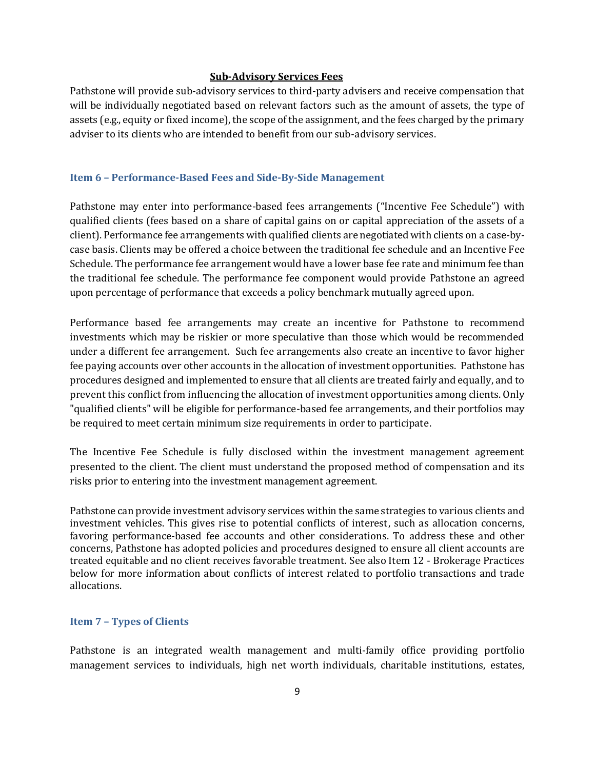**Sub-Advisory Services Fees**

Pathstone will provide sub-advisory services to third-party advisers and receive compensation that will be individually negotiated based on relevant factors such as the amount of assets, the type of assets (e.g., equity or fixed income), the scope of the assignment, and the fees charged by the primary adviser to its clients who are intended to benefit from our sub-advisory services.

## Item 6 – Performance-Based Fees and Side-By-Side Management

Pathstone may enter into performance-based fees arrangements ("Incentive Fee Schedule") with qualified clients (fees based on a share of capital gains on or capital appreciation of the assets of a client). Performance fee arrangements with qualified clients are negotiated with clients on a case-by-case basis. Clients may be offered a choice between the traditional fee schedule and an Incentive Fee Schedule. The performance fee arrangement would have a lower base fee rate and minimum fee than the traditional fee schedule. The performance fee component would provide Pathstone an agreed upon percentage of performance that exceeds a policy benchmark mutually agreed upon.

Performance based fee arrangements may create an incentive for Pathstone to recommend investments which may be riskier or more speculative than those which would be recommended under a different fee arrangement. Such fee arrangements also create an incentive to favor higher fee paying accounts over other accounts in the allocation of investment opportunities. Pathstone has procedures designed and implemented to ensure that all clients are treated fairly and equally, and to prevent this conflict from influencing the allocation of investment opportunities among clients. Only "qualified clients" will be eligible for performance-based fee arrangements, and their portfolios may be required to meet certain minimum size requirements in order to participate.

The Incentive Fee Schedule is fully disclosed within the investment management agreement presented to the client. The client must understand the proposed method of compensation and its risks prior to entering into the investment management agreement.

Pathstone can provide investment advisory services within the same strategies to various clients and investment vehicles. This gives rise to potential conflicts of interest, such as allocation concerns, favoring performance-based fee accounts and other considerations. To address these and other concerns, Pathstone has adopted policies and procedures designed to ensure all client accounts are treated equitable and no client receives favorable treatment. See also Item 12 - Brokerage Practices below for more information about conflicts of interest related to portfolio transactions and trade allocations.

## Item 7 – Types of Clients

Pathstone is an integrated wealth management and multi-family office providing portfolio management services to individuals, high net worth individuals, charitable institutions, estates,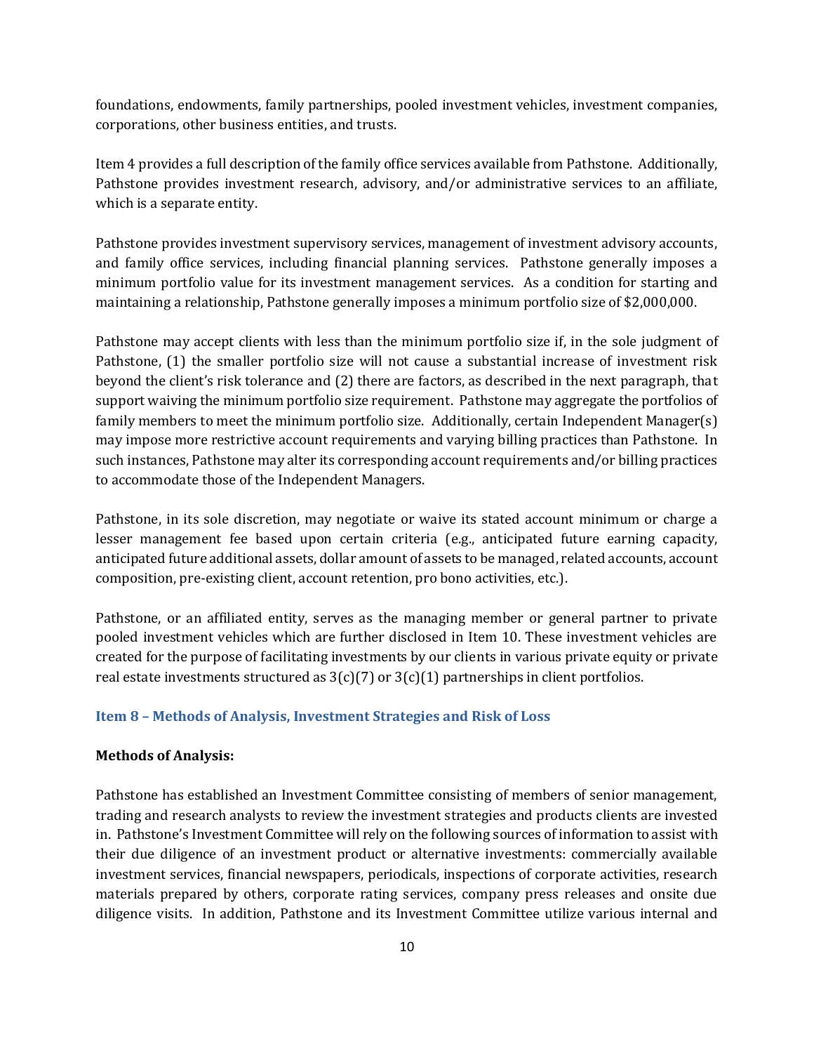foundations, endowments, family partnerships, pooled investment vehicles, investment companies, corporations, other business entities, and trusts.

Item 4 provides a full description of the family office services available from Pathstone. Additionally, Pathstone provides investment research, advisory, and/or administrative services to an affiliate, which is a separate entity.

Pathstone provides investment supervisory services, management of investment advisory accounts, and family office services, including financial planning services. Pathstone generally imposes a minimum portfolio value for its investment management services. As a condition for starting and maintaining a relationship, Pathstone generally imposes a minimum portfolio size of $2,000,000.

Pathstone may accept clients with less than the minimum portfolio size if, in the sole judgment of Pathstone, (1) the smaller portfolio size will not cause a substantial increase of investment risk beyond the client's risk tolerance and (2) there are factors, as described in the next paragraph, that support waiving the minimum portfolio size requirement. Pathstone may aggregate the portfolios of family members to meet the minimum portfolio size. Additionally, certain Independent Manager(s) may impose more restrictive account requirements and varying billing practices than Pathstone. In such instances, Pathstone may alter its corresponding account requirements and/or billing practices to accommodate those of the Independent Managers.

Pathstone, in its sole discretion, may negotiate or waive its stated account minimum or charge a lesser management fee based upon certain criteria (e.g., anticipated future earning capacity, anticipated future additional assets, dollar amount of assets to be managed, related accounts, account composition, pre-existing client, account retention, pro bono activities, etc.).

Pathstone, or an affiliated entity, serves as the managing member or general partner to private pooled investment vehicles which are further disclosed in Item 10. These investment vehicles are created for the purpose of facilitating investments by our clients in various private equity or private real estate investments structured as 3(c)(7) or 3(c)(1) partnerships in client portfolios.

## Item 8 – Methods of Analysis, Investment Strategies and Risk of Loss

**Methods of Analysis:**

Pathstone has established an Investment Committee consisting of members of senior management, trading and research analysts to review the investment strategies and products clients are invested in. Pathstone's Investment Committee will rely on the following sources of information to assist with their due diligence of an investment product or alternative investments: commercially available investment services, financial newspapers, periodicals, inspections of corporate activities, research materials prepared by others, corporate rating services, company press releases and onsite due diligence visits. In addition, Pathstone and its Investment Committee utilize various internal and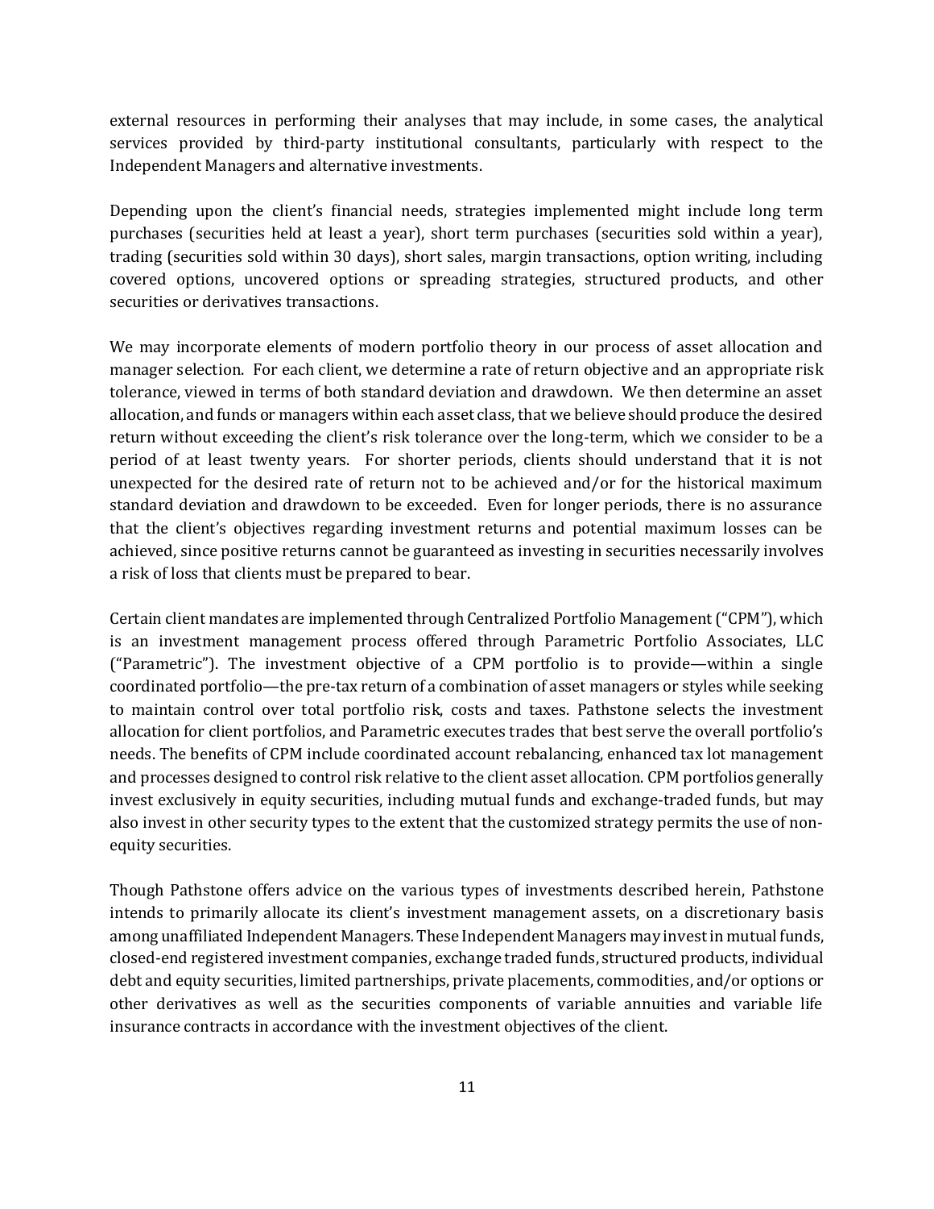external resources in performing their analyses that may include, in some cases, the analytical services provided by third-party institutional consultants, particularly with respect to the Independent Managers and alternative investments.

Depending upon the client's financial needs, strategies implemented might include long term purchases (securities held at least a year), short term purchases (securities sold within a year), trading (securities sold within 30 days), short sales, margin transactions, option writing, including covered options, uncovered options or spreading strategies, structured products, and other securities or derivatives transactions.

We may incorporate elements of modern portfolio theory in our process of asset allocation and manager selection. For each client, we determine a rate of return objective and an appropriate risk tolerance, viewed in terms of both standard deviation and drawdown. We then determine an asset allocation, and funds or managers within each asset class, that we believe should produce the desired return without exceeding the client's risk tolerance over the long-term, which we consider to be a period of at least twenty years. For shorter periods, clients should understand that it is not unexpected for the desired rate of return not to be achieved and/or for the historical maximum standard deviation and drawdown to be exceeded. Even for longer periods, there is no assurance that the client's objectives regarding investment returns and potential maximum losses can be achieved, since positive returns cannot be guaranteed as investing in securities necessarily involves a risk of loss that clients must be prepared to bear.

Certain client mandates are implemented through Centralized Portfolio Management ("CPM"), which is an investment management process offered through Parametric Portfolio Associates, LLC ("Parametric"). The investment objective of a CPM portfolio is to provide—within a single coordinated portfolio—the pre-tax return of a combination of asset managers or styles while seeking to maintain control over total portfolio risk, costs and taxes. Pathstone selects the investment allocation for client portfolios, and Parametric executes trades that best serve the overall portfolio's needs. The benefits of CPM include coordinated account rebalancing, enhanced tax lot management and processes designed to control risk relative to the client asset allocation. CPM portfolios generally invest exclusively in equity securities, including mutual funds and exchange-traded funds, but may also invest in other security types to the extent that the customized strategy permits the use of non-equity securities.

Though Pathstone offers advice on the various types of investments described herein, Pathstone intends to primarily allocate its client's investment management assets, on a discretionary basis among unaffiliated Independent Managers. These Independent Managers may invest in mutual funds, closed-end registered investment companies, exchange traded funds, structured products, individual debt and equity securities, limited partnerships, private placements, commodities, and/or options or other derivatives as well as the securities components of variable annuities and variable life insurance contracts in accordance with the investment objectives of the client.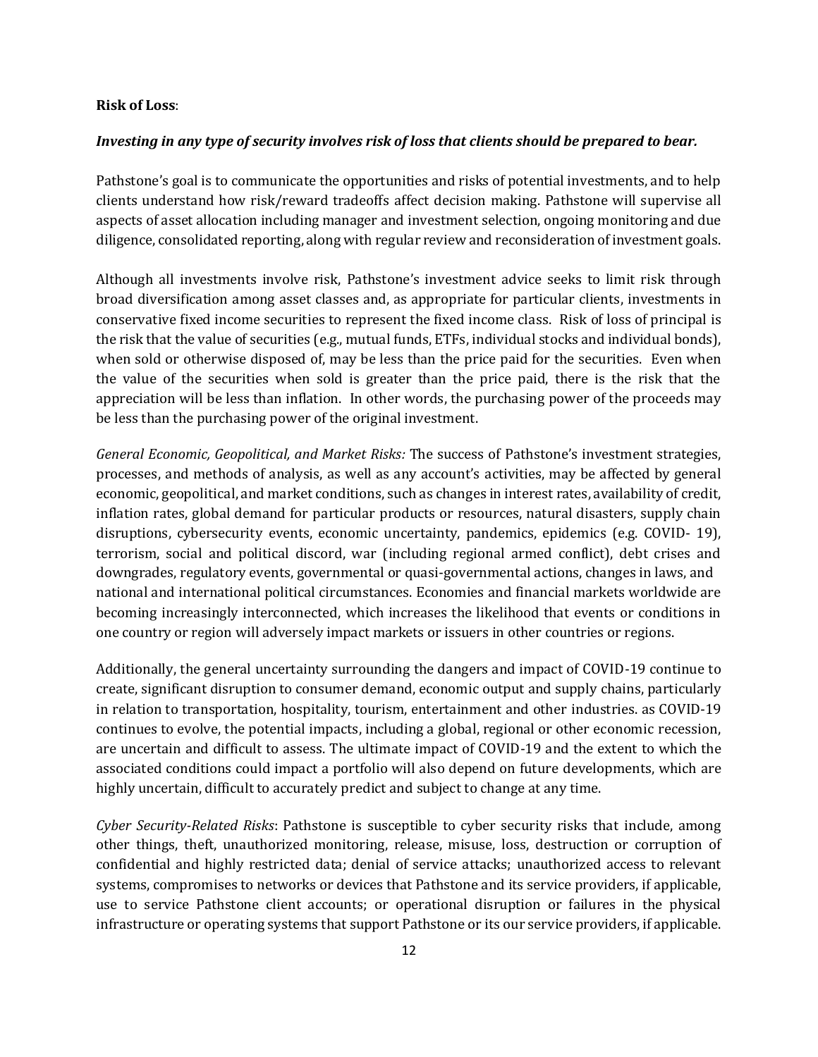**Risk of Loss**:

***Investing in any type of security involves risk of loss that clients should be prepared to bear.***

Pathstone's goal is to communicate the opportunities and risks of potential investments, and to help clients understand how risk/reward tradeoffs affect decision making. Pathstone will supervise all aspects of asset allocation including manager and investment selection, ongoing monitoring and due diligence, consolidated reporting, along with regular review and reconsideration of investment goals.

Although all investments involve risk, Pathstone's investment advice seeks to limit risk through broad diversification among asset classes and, as appropriate for particular clients, investments in conservative fixed income securities to represent the fixed income class. Risk of loss of principal is the risk that the value of securities (e.g., mutual funds, ETFs, individual stocks and individual bonds), when sold or otherwise disposed of, may be less than the price paid for the securities. Even when the value of the securities when sold is greater than the price paid, there is the risk that the appreciation will be less than inflation. In other words, the purchasing power of the proceeds may be less than the purchasing power of the original investment.

*General Economic, Geopolitical, and Market Risks:* The success of Pathstone's investment strategies, processes, and methods of analysis, as well as any account's activities, may be affected by general economic, geopolitical, and market conditions, such as changes in interest rates, availability of credit, inflation rates, global demand for particular products or resources, natural disasters, supply chain disruptions, cybersecurity events, economic uncertainty, pandemics, epidemics (e.g. COVID- 19), terrorism, social and political discord, war (including regional armed conflict), debt crises and downgrades, regulatory events, governmental or quasi-governmental actions, changes in laws, and national and international political circumstances. Economies and financial markets worldwide are becoming increasingly interconnected, which increases the likelihood that events or conditions in one country or region will adversely impact markets or issuers in other countries or regions.

Additionally, the general uncertainty surrounding the dangers and impact of COVID-19 continue to create, significant disruption to consumer demand, economic output and supply chains, particularly in relation to transportation, hospitality, tourism, entertainment and other industries. as COVID-19 continues to evolve, the potential impacts, including a global, regional or other economic recession, are uncertain and difficult to assess. The ultimate impact of COVID-19 and the extent to which the associated conditions could impact a portfolio will also depend on future developments, which are highly uncertain, difficult to accurately predict and subject to change at any time.

*Cyber Security-Related Risks*: Pathstone is susceptible to cyber security risks that include, among other things, theft, unauthorized monitoring, release, misuse, loss, destruction or corruption of confidential and highly restricted data; denial of service attacks; unauthorized access to relevant systems, compromises to networks or devices that Pathstone and its service providers, if applicable, use to service Pathstone client accounts; or operational disruption or failures in the physical infrastructure or operating systems that support Pathstone or its our service providers, if applicable.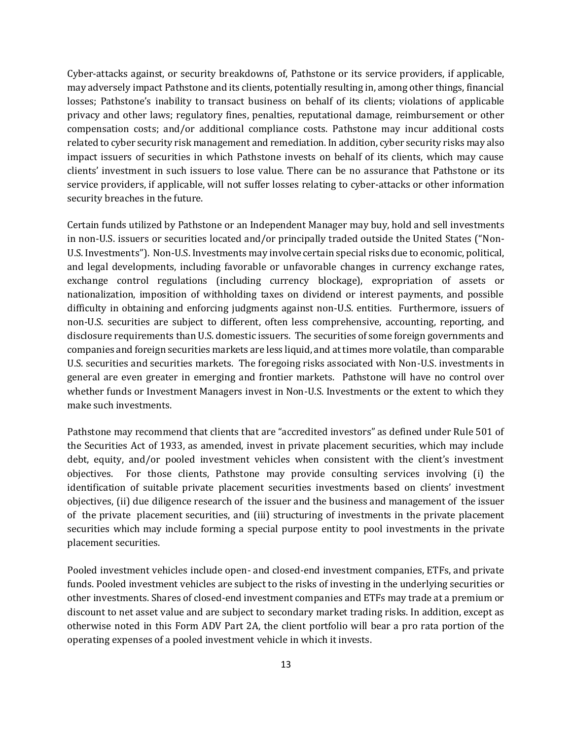Cyber-attacks against, or security breakdowns of, Pathstone or its service providers, if applicable, may adversely impact Pathstone and its clients, potentially resulting in, among other things, financial losses; Pathstone's inability to transact business on behalf of its clients; violations of applicable privacy and other laws; regulatory fines, penalties, reputational damage, reimbursement or other compensation costs; and/or additional compliance costs. Pathstone may incur additional costs related to cyber security risk management and remediation. In addition, cyber security risks may also impact issuers of securities in which Pathstone invests on behalf of its clients, which may cause clients' investment in such issuers to lose value. There can be no assurance that Pathstone or its service providers, if applicable, will not suffer losses relating to cyber-attacks or other information security breaches in the future.

Certain funds utilized by Pathstone or an Independent Manager may buy, hold and sell investments in non-U.S. issuers or securities located and/or principally traded outside the United States ("Non-U.S. Investments"). Non-U.S. Investments may involve certain special risks due to economic, political, and legal developments, including favorable or unfavorable changes in currency exchange rates, exchange control regulations (including currency blockage), expropriation of assets or nationalization, imposition of withholding taxes on dividend or interest payments, and possible difficulty in obtaining and enforcing judgments against non-U.S. entities. Furthermore, issuers of non-U.S. securities are subject to different, often less comprehensive, accounting, reporting, and disclosure requirements than U.S. domestic issuers. The securities of some foreign governments and companies and foreign securities markets are less liquid, and at times more volatile, than comparable U.S. securities and securities markets. The foregoing risks associated with Non-U.S. investments in general are even greater in emerging and frontier markets. Pathstone will have no control over whether funds or Investment Managers invest in Non-U.S. Investments or the extent to which they make such investments.

Pathstone may recommend that clients that are "accredited investors" as defined under Rule 501 of the Securities Act of 1933, as amended, invest in private placement securities, which may include debt, equity, and/or pooled investment vehicles when consistent with the client's investment objectives. For those clients, Pathstone may provide consulting services involving (i) the identification of suitable private placement securities investments based on clients' investment objectives, (ii) due diligence research of the issuer and the business and management of the issuer of the private placement securities, and (iii) structuring of investments in the private placement securities which may include forming a special purpose entity to pool investments in the private placement securities.

Pooled investment vehicles include open- and closed-end investment companies, ETFs, and private funds. Pooled investment vehicles are subject to the risks of investing in the underlying securities or other investments. Shares of closed-end investment companies and ETFs may trade at a premium or discount to net asset value and are subject to secondary market trading risks. In addition, except as otherwise noted in this Form ADV Part 2A, the client portfolio will bear a pro rata portion of the operating expenses of a pooled investment vehicle in which it invests.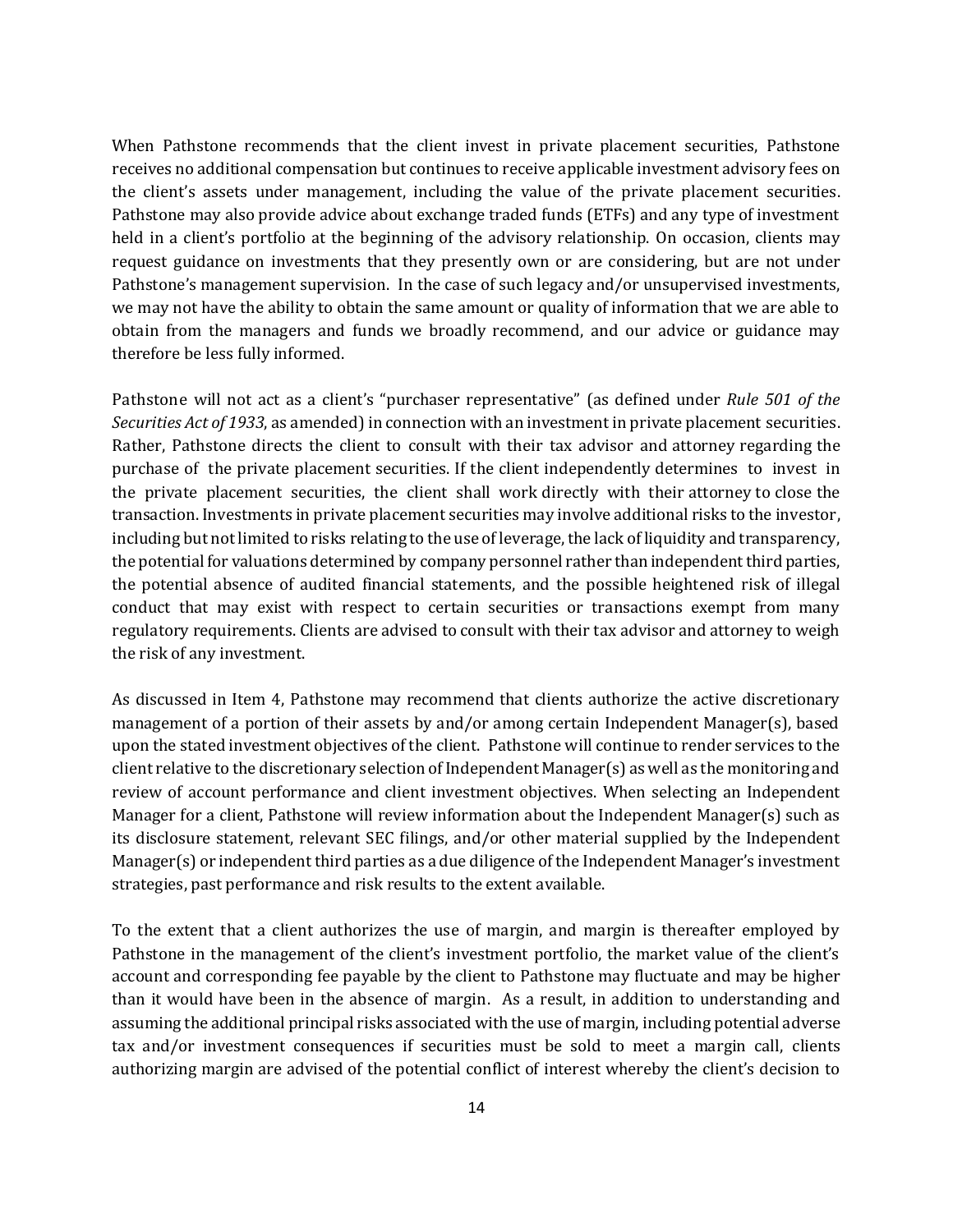When Pathstone recommends that the client invest in private placement securities, Pathstone receives no additional compensation but continues to receive applicable investment advisory fees on the client's assets under management, including the value of the private placement securities. Pathstone may also provide advice about exchange traded funds (ETFs) and any type of investment held in a client's portfolio at the beginning of the advisory relationship. On occasion, clients may request guidance on investments that they presently own or are considering, but are not under Pathstone's management supervision. In the case of such legacy and/or unsupervised investments, we may not have the ability to obtain the same amount or quality of information that we are able to obtain from the managers and funds we broadly recommend, and our advice or guidance may therefore be less fully informed.

Pathstone will not act as a client's "purchaser representative" (as defined under *Rule 501 of the Securities Act of 1933*, as amended) in connection with an investment in private placement securities. Rather, Pathstone directs the client to consult with their tax advisor and attorney regarding the purchase of the private placement securities. If the client independently determines to invest in the private placement securities, the client shall work directly with their attorney to close the transaction. Investments in private placement securities may involve additional risks to the investor, including but not limited to risks relating to the use of leverage, the lack of liquidity and transparency, the potential for valuations determined by company personnel rather than independent third parties, the potential absence of audited financial statements, and the possible heightened risk of illegal conduct that may exist with respect to certain securities or transactions exempt from many regulatory requirements. Clients are advised to consult with their tax advisor and attorney to weigh the risk of any investment.

As discussed in Item 4, Pathstone may recommend that clients authorize the active discretionary management of a portion of their assets by and/or among certain Independent Manager(s), based upon the stated investment objectives of the client. Pathstone will continue to render services to the client relative to the discretionary selection of Independent Manager(s) as well as the monitoring and review of account performance and client investment objectives. When selecting an Independent Manager for a client, Pathstone will review information about the Independent Manager(s) such as its disclosure statement, relevant SEC filings, and/or other material supplied by the Independent Manager(s) or independent third parties as a due diligence of the Independent Manager's investment strategies, past performance and risk results to the extent available.

To the extent that a client authorizes the use of margin, and margin is thereafter employed by Pathstone in the management of the client's investment portfolio, the market value of the client's account and corresponding fee payable by the client to Pathstone may fluctuate and may be higher than it would have been in the absence of margin. As a result, in addition to understanding and assuming the additional principal risks associated with the use of margin, including potential adverse tax and/or investment consequences if securities must be sold to meet a margin call, clients authorizing margin are advised of the potential conflict of interest whereby the client's decision to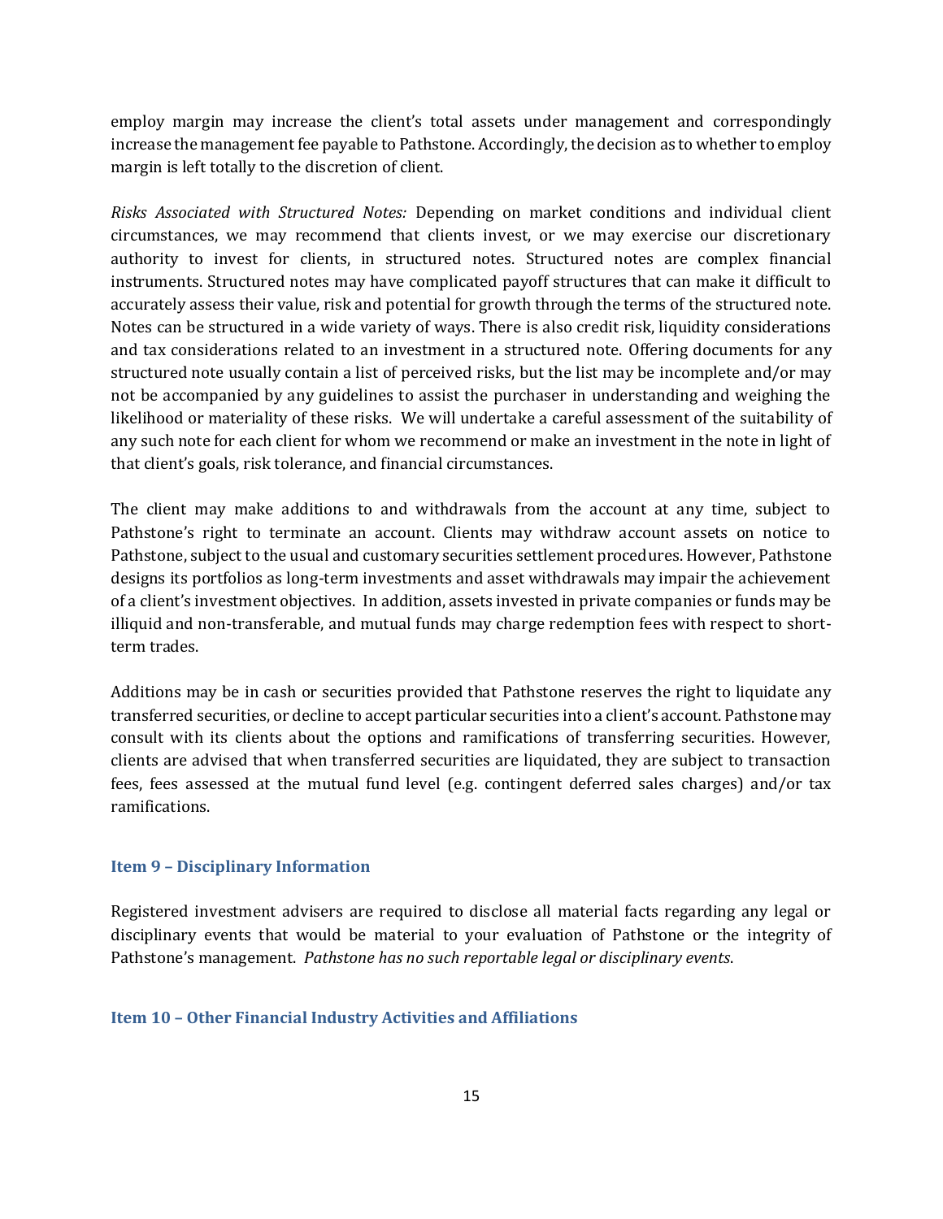employ margin may increase the client's total assets under management and correspondingly increase the management fee payable to Pathstone. Accordingly, the decision as to whether to employ margin is left totally to the discretion of client.

*Risks Associated with Structured Notes:* Depending on market conditions and individual client circumstances, we may recommend that clients invest, or we may exercise our discretionary authority to invest for clients, in structured notes. Structured notes are complex financial instruments. Structured notes may have complicated payoff structures that can make it difficult to accurately assess their value, risk and potential for growth through the terms of the structured note. Notes can be structured in a wide variety of ways. There is also credit risk, liquidity considerations and tax considerations related to an investment in a structured note. Offering documents for any structured note usually contain a list of perceived risks, but the list may be incomplete and/or may not be accompanied by any guidelines to assist the purchaser in understanding and weighing the likelihood or materiality of these risks. We will undertake a careful assessment of the suitability of any such note for each client for whom we recommend or make an investment in the note in light of that client's goals, risk tolerance, and financial circumstances.

The client may make additions to and withdrawals from the account at any time, subject to Pathstone's right to terminate an account. Clients may withdraw account assets on notice to Pathstone, subject to the usual and customary securities settlement procedures. However, Pathstone designs its portfolios as long-term investments and asset withdrawals may impair the achievement of a client's investment objectives. In addition, assets invested in private companies or funds may be illiquid and non-transferable, and mutual funds may charge redemption fees with respect to short-term trades.

Additions may be in cash or securities provided that Pathstone reserves the right to liquidate any transferred securities, or decline to accept particular securities into a client's account. Pathstone may consult with its clients about the options and ramifications of transferring securities. However, clients are advised that when transferred securities are liquidated, they are subject to transaction fees, fees assessed at the mutual fund level (e.g. contingent deferred sales charges) and/or tax ramifications.

## Item 9 – Disciplinary Information

Registered investment advisers are required to disclose all material facts regarding any legal or disciplinary events that would be material to your evaluation of Pathstone or the integrity of Pathstone's management. *Pathstone has no such reportable legal or disciplinary events*.

## Item 10 – Other Financial Industry Activities and Affiliations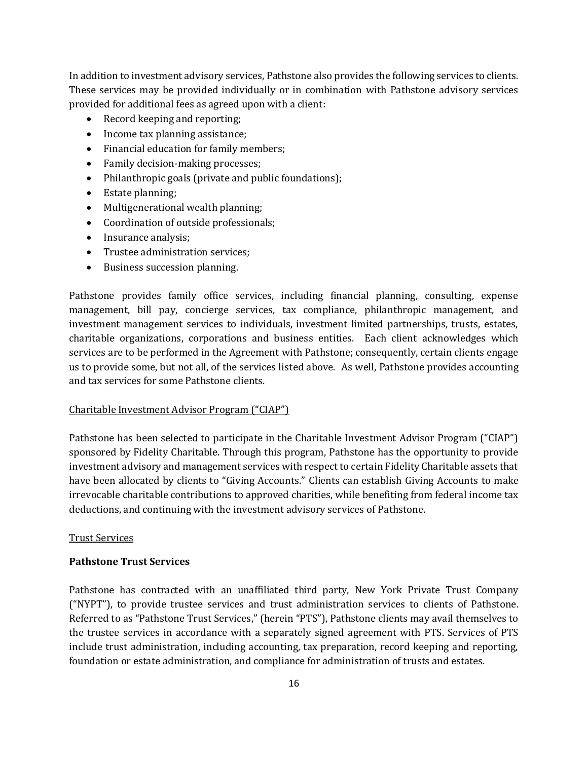In addition to investment advisory services, Pathstone also provides the following services to clients. These services may be provided individually or in combination with Pathstone advisory services provided for additional fees as agreed upon with a client:

- Record keeping and reporting;
- Income tax planning assistance;
- Financial education for family members;
- Family decision-making processes;
- Philanthropic goals (private and public foundations);
- Estate planning;
- Multigenerational wealth planning;
- Coordination of outside professionals;
- Insurance analysis;
- Trustee administration services;
- Business succession planning.

Pathstone provides family office services, including financial planning, consulting, expense management, bill pay, concierge services, tax compliance, philanthropic management, and investment management services to individuals, investment limited partnerships, trusts, estates, charitable organizations, corporations and business entities. Each client acknowledges which services are to be performed in the Agreement with Pathstone; consequently, certain clients engage us to provide some, but not all, of the services listed above. As well, Pathstone provides accounting and tax services for some Pathstone clients.

Charitable Investment Advisor Program ("CIAP")

Pathstone has been selected to participate in the Charitable Investment Advisor Program ("CIAP") sponsored by Fidelity Charitable. Through this program, Pathstone has the opportunity to provide investment advisory and management services with respect to certain Fidelity Charitable assets that have been allocated by clients to "Giving Accounts." Clients can establish Giving Accounts to make irrevocable charitable contributions to approved charities, while benefiting from federal income tax deductions, and continuing with the investment advisory services of Pathstone.

Trust Services

**Pathstone Trust Services**

Pathstone has contracted with an unaffiliated third party, New York Private Trust Company ("NYPT"), to provide trustee services and trust administration services to clients of Pathstone. Referred to as "Pathstone Trust Services," (herein "PTS"), Pathstone clients may avail themselves to the trustee services in accordance with a separately signed agreement with PTS. Services of PTS include trust administration, including accounting, tax preparation, record keeping and reporting, foundation or estate administration, and compliance for administration of trusts and estates.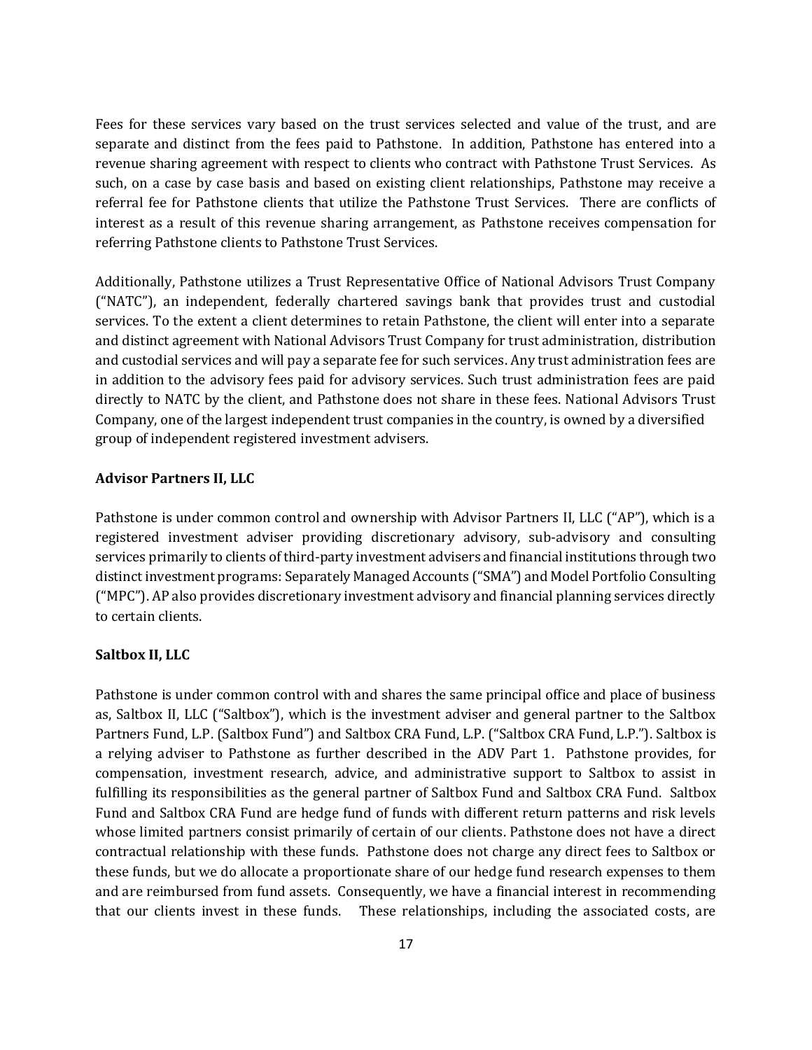Fees for these services vary based on the trust services selected and value of the trust, and are separate and distinct from the fees paid to Pathstone. In addition, Pathstone has entered into a revenue sharing agreement with respect to clients who contract with Pathstone Trust Services. As such, on a case by case basis and based on existing client relationships, Pathstone may receive a referral fee for Pathstone clients that utilize the Pathstone Trust Services. There are conflicts of interest as a result of this revenue sharing arrangement, as Pathstone receives compensation for referring Pathstone clients to Pathstone Trust Services.

Additionally, Pathstone utilizes a Trust Representative Office of National Advisors Trust Company ("NATC"), an independent, federally chartered savings bank that provides trust and custodial services. To the extent a client determines to retain Pathstone, the client will enter into a separate and distinct agreement with National Advisors Trust Company for trust administration, distribution and custodial services and will pay a separate fee for such services. Any trust administration fees are in addition to the advisory fees paid for advisory services. Such trust administration fees are paid directly to NATC by the client, and Pathstone does not share in these fees. National Advisors Trust Company, one of the largest independent trust companies in the country, is owned by a diversified group of independent registered investment advisers.

**Advisor Partners II, LLC**

Pathstone is under common control and ownership with Advisor Partners II, LLC ("AP"), which is a registered investment adviser providing discretionary advisory, sub-advisory and consulting services primarily to clients of third-party investment advisers and financial institutions through two distinct investment programs: Separately Managed Accounts ("SMA") and Model Portfolio Consulting ("MPC"). AP also provides discretionary investment advisory and financial planning services directly to certain clients.

**Saltbox II, LLC**

Pathstone is under common control with and shares the same principal office and place of business as, Saltbox II, LLC ("Saltbox"), which is the investment adviser and general partner to the Saltbox Partners Fund, L.P. (Saltbox Fund") and Saltbox CRA Fund, L.P. ("Saltbox CRA Fund, L.P."). Saltbox is a relying adviser to Pathstone as further described in the ADV Part 1. Pathstone provides, for compensation, investment research, advice, and administrative support to Saltbox to assist in fulfilling its responsibilities as the general partner of Saltbox Fund and Saltbox CRA Fund. Saltbox Fund and Saltbox CRA Fund are hedge fund of funds with different return patterns and risk levels whose limited partners consist primarily of certain of our clients. Pathstone does not have a direct contractual relationship with these funds. Pathstone does not charge any direct fees to Saltbox or these funds, but we do allocate a proportionate share of our hedge fund research expenses to them and are reimbursed from fund assets. Consequently, we have a financial interest in recommending that our clients invest in these funds. These relationships, including the associated costs, are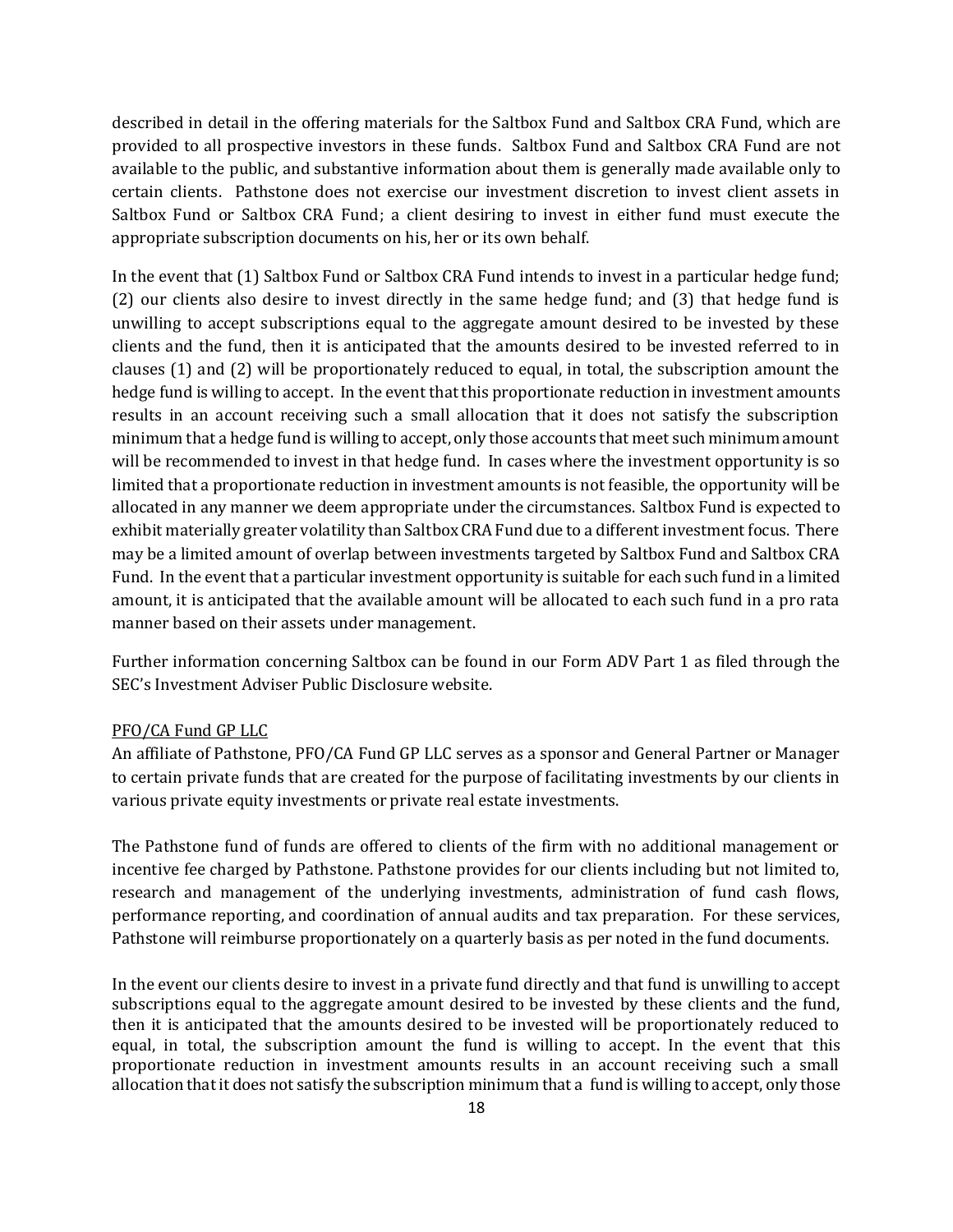described in detail in the offering materials for the Saltbox Fund and Saltbox CRA Fund, which are provided to all prospective investors in these funds. Saltbox Fund and Saltbox CRA Fund are not available to the public, and substantive information about them is generally made available only to certain clients. Pathstone does not exercise our investment discretion to invest client assets in Saltbox Fund or Saltbox CRA Fund; a client desiring to invest in either fund must execute the appropriate subscription documents on his, her or its own behalf.

In the event that (1) Saltbox Fund or Saltbox CRA Fund intends to invest in a particular hedge fund; (2) our clients also desire to invest directly in the same hedge fund; and (3) that hedge fund is unwilling to accept subscriptions equal to the aggregate amount desired to be invested by these clients and the fund, then it is anticipated that the amounts desired to be invested referred to in clauses (1) and (2) will be proportionately reduced to equal, in total, the subscription amount the hedge fund is willing to accept. In the event that this proportionate reduction in investment amounts results in an account receiving such a small allocation that it does not satisfy the subscription minimum that a hedge fund is willing to accept, only those accounts that meet such minimum amount will be recommended to invest in that hedge fund. In cases where the investment opportunity is so limited that a proportionate reduction in investment amounts is not feasible, the opportunity will be allocated in any manner we deem appropriate under the circumstances. Saltbox Fund is expected to exhibit materially greater volatility than Saltbox CRA Fund due to a different investment focus. There may be a limited amount of overlap between investments targeted by Saltbox Fund and Saltbox CRA Fund. In the event that a particular investment opportunity is suitable for each such fund in a limited amount, it is anticipated that the available amount will be allocated to each such fund in a pro rata manner based on their assets under management.

Further information concerning Saltbox can be found in our Form ADV Part 1 as filed through the SEC's Investment Adviser Public Disclosure website.

PFO/CA Fund GP LLC

An affiliate of Pathstone, PFO/CA Fund GP LLC serves as a sponsor and General Partner or Manager to certain private funds that are created for the purpose of facilitating investments by our clients in various private equity investments or private real estate investments.

The Pathstone fund of funds are offered to clients of the firm with no additional management or incentive fee charged by Pathstone. Pathstone provides for our clients including but not limited to, research and management of the underlying investments, administration of fund cash flows, performance reporting, and coordination of annual audits and tax preparation. For these services, Pathstone will reimburse proportionately on a quarterly basis as per noted in the fund documents.

In the event our clients desire to invest in a private fund directly and that fund is unwilling to accept subscriptions equal to the aggregate amount desired to be invested by these clients and the fund, then it is anticipated that the amounts desired to be invested will be proportionately reduced to equal, in total, the subscription amount the fund is willing to accept. In the event that this proportionate reduction in investment amounts results in an account receiving such a small allocation that it does not satisfy the subscription minimum that a fund is willing to accept, only those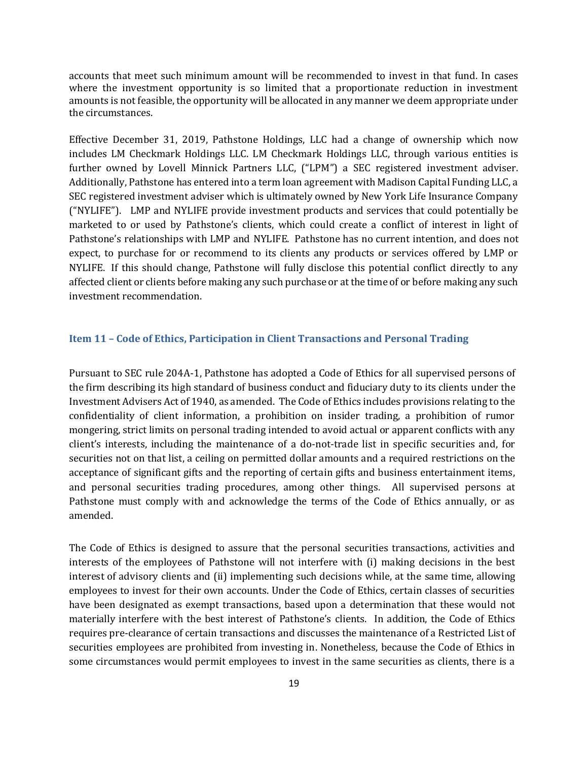accounts that meet such minimum amount will be recommended to invest in that fund. In cases where the investment opportunity is so limited that a proportionate reduction in investment amounts is not feasible, the opportunity will be allocated in any manner we deem appropriate under the circumstances.

Effective December 31, 2019, Pathstone Holdings, LLC had a change of ownership which now includes LM Checkmark Holdings LLC. LM Checkmark Holdings LLC, through various entities is further owned by Lovell Minnick Partners LLC, ("LPM") a SEC registered investment adviser. Additionally, Pathstone has entered into a term loan agreement with Madison Capital Funding LLC, a SEC registered investment adviser which is ultimately owned by New York Life Insurance Company ("NYLIFE"). LMP and NYLIFE provide investment products and services that could potentially be marketed to or used by Pathstone's clients, which could create a conflict of interest in light of Pathstone's relationships with LMP and NYLIFE. Pathstone has no current intention, and does not expect, to purchase for or recommend to its clients any products or services offered by LMP or NYLIFE. If this should change, Pathstone will fully disclose this potential conflict directly to any affected client or clients before making any such purchase or at the time of or before making any such investment recommendation.

### Item 11 – Code of Ethics, Participation in Client Transactions and Personal Trading

Pursuant to SEC rule 204A-1, Pathstone has adopted a Code of Ethics for all supervised persons of the firm describing its high standard of business conduct and fiduciary duty to its clients under the Investment Advisers Act of 1940, as amended. The Code of Ethics includes provisions relating to the confidentiality of client information, a prohibition on insider trading, a prohibition of rumor mongering, strict limits on personal trading intended to avoid actual or apparent conflicts with any client's interests, including the maintenance of a do-not-trade list in specific securities and, for securities not on that list, a ceiling on permitted dollar amounts and a required restrictions on the acceptance of significant gifts and the reporting of certain gifts and business entertainment items, and personal securities trading procedures, among other things. All supervised persons at Pathstone must comply with and acknowledge the terms of the Code of Ethics annually, or as amended.

The Code of Ethics is designed to assure that the personal securities transactions, activities and interests of the employees of Pathstone will not interfere with (i) making decisions in the best interest of advisory clients and (ii) implementing such decisions while, at the same time, allowing employees to invest for their own accounts. Under the Code of Ethics, certain classes of securities have been designated as exempt transactions, based upon a determination that these would not materially interfere with the best interest of Pathstone's clients. In addition, the Code of Ethics requires pre-clearance of certain transactions and discusses the maintenance of a Restricted List of securities employees are prohibited from investing in. Nonetheless, because the Code of Ethics in some circumstances would permit employees to invest in the same securities as clients, there is a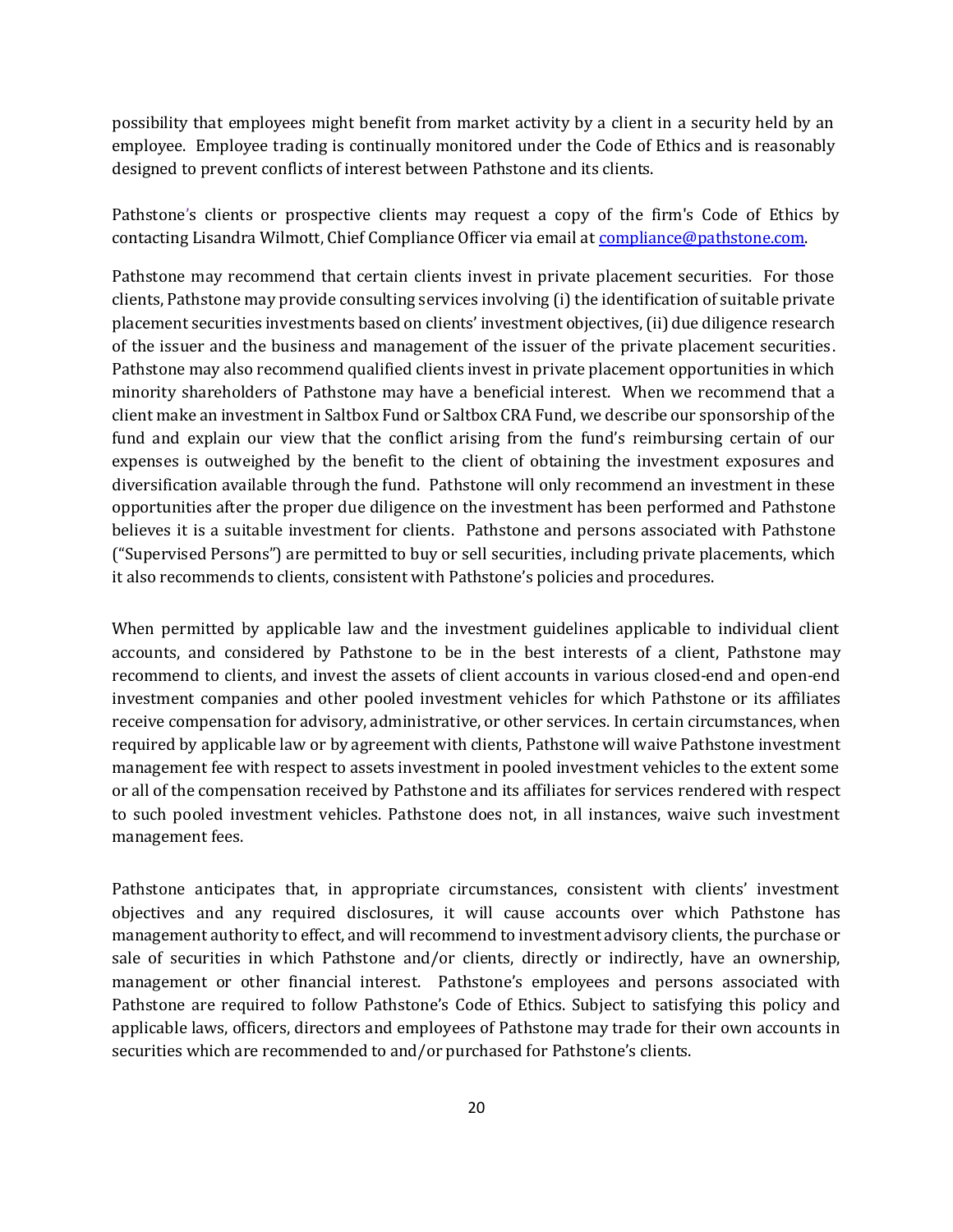possibility that employees might benefit from market activity by a client in a security held by an employee. Employee trading is continually monitored under the Code of Ethics and is reasonably designed to prevent conflicts of interest between Pathstone and its clients.

Pathstone's clients or prospective clients may request a copy of the firm's Code of Ethics by contacting Lisandra Wilmott, Chief Compliance Officer via email at compliance@pathstone.com.

Pathstone may recommend that certain clients invest in private placement securities. For those clients, Pathstone may provide consulting services involving (i) the identification of suitable private placement securities investments based on clients' investment objectives, (ii) due diligence research of the issuer and the business and management of the issuer of the private placement securities. Pathstone may also recommend qualified clients invest in private placement opportunities in which minority shareholders of Pathstone may have a beneficial interest. When we recommend that a client make an investment in Saltbox Fund or Saltbox CRA Fund, we describe our sponsorship of the fund and explain our view that the conflict arising from the fund's reimbursing certain of our expenses is outweighed by the benefit to the client of obtaining the investment exposures and diversification available through the fund. Pathstone will only recommend an investment in these opportunities after the proper due diligence on the investment has been performed and Pathstone believes it is a suitable investment for clients. Pathstone and persons associated with Pathstone ("Supervised Persons") are permitted to buy or sell securities, including private placements, which it also recommends to clients, consistent with Pathstone's policies and procedures.

When permitted by applicable law and the investment guidelines applicable to individual client accounts, and considered by Pathstone to be in the best interests of a client, Pathstone may recommend to clients, and invest the assets of client accounts in various closed-end and open-end investment companies and other pooled investment vehicles for which Pathstone or its affiliates receive compensation for advisory, administrative, or other services. In certain circumstances, when required by applicable law or by agreement with clients, Pathstone will waive Pathstone investment management fee with respect to assets investment in pooled investment vehicles to the extent some or all of the compensation received by Pathstone and its affiliates for services rendered with respect to such pooled investment vehicles. Pathstone does not, in all instances, waive such investment management fees.

Pathstone anticipates that, in appropriate circumstances, consistent with clients' investment objectives and any required disclosures, it will cause accounts over which Pathstone has management authority to effect, and will recommend to investment advisory clients, the purchase or sale of securities in which Pathstone and/or clients, directly or indirectly, have an ownership, management or other financial interest. Pathstone's employees and persons associated with Pathstone are required to follow Pathstone's Code of Ethics. Subject to satisfying this policy and applicable laws, officers, directors and employees of Pathstone may trade for their own accounts in securities which are recommended to and/or purchased for Pathstone's clients.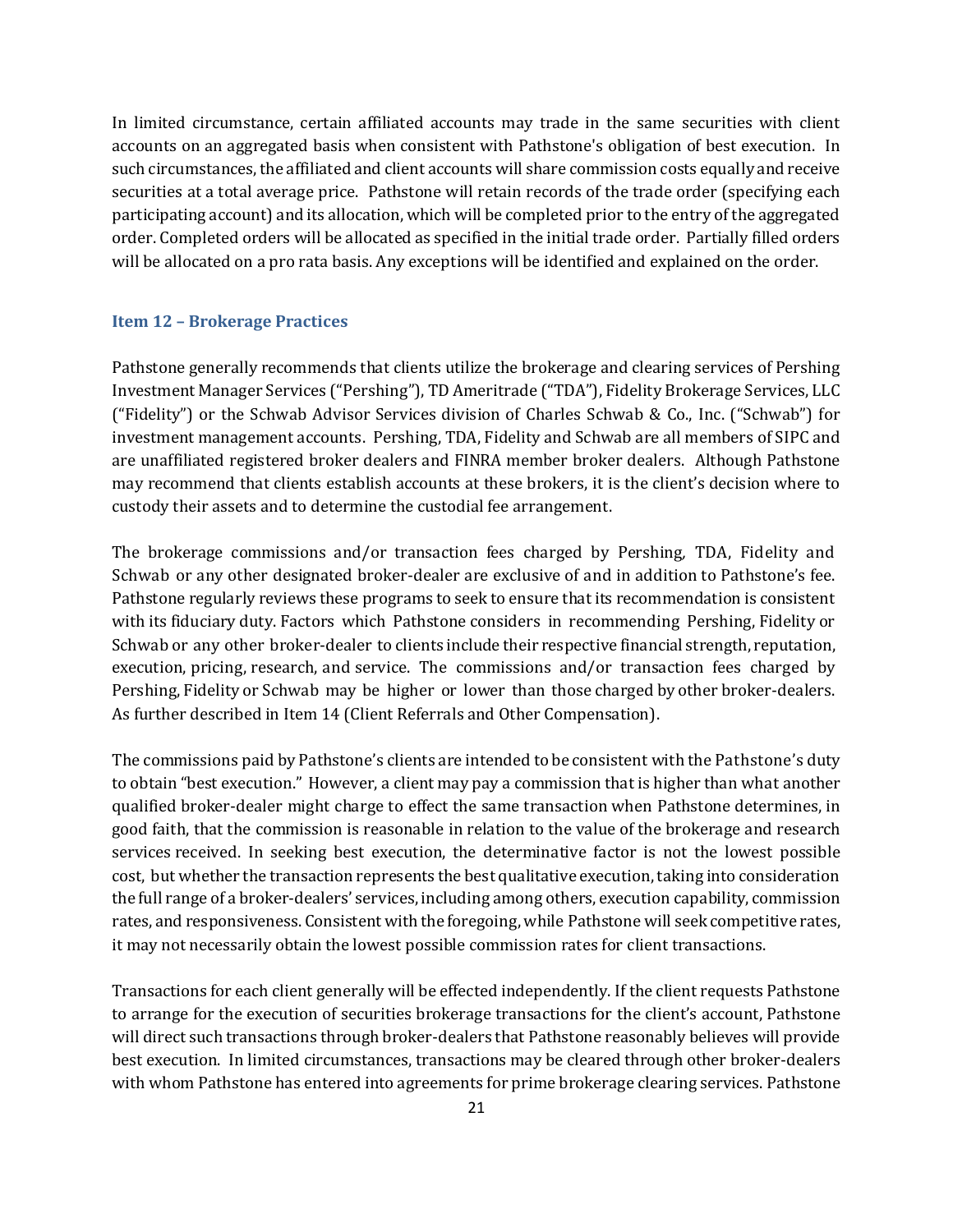In limited circumstance, certain affiliated accounts may trade in the same securities with client accounts on an aggregated basis when consistent with Pathstone's obligation of best execution. In such circumstances, the affiliated and client accounts will share commission costs equally and receive securities at a total average price. Pathstone will retain records of the trade order (specifying each participating account) and its allocation, which will be completed prior to the entry of the aggregated order. Completed orders will be allocated as specified in the initial trade order. Partially filled orders will be allocated on a pro rata basis. Any exceptions will be identified and explained on the order.

### Item 12 – Brokerage Practices

Pathstone generally recommends that clients utilize the brokerage and clearing services of Pershing Investment Manager Services ("Pershing"), TD Ameritrade ("TDA"), Fidelity Brokerage Services, LLC ("Fidelity") or the Schwab Advisor Services division of Charles Schwab & Co., Inc. ("Schwab") for investment management accounts. Pershing, TDA, Fidelity and Schwab are all members of SIPC and are unaffiliated registered broker dealers and FINRA member broker dealers. Although Pathstone may recommend that clients establish accounts at these brokers, it is the client's decision where to custody their assets and to determine the custodial fee arrangement.

The brokerage commissions and/or transaction fees charged by Pershing, TDA, Fidelity and Schwab or any other designated broker-dealer are exclusive of and in addition to Pathstone's fee. Pathstone regularly reviews these programs to seek to ensure that its recommendation is consistent with its fiduciary duty. Factors which Pathstone considers in recommending Pershing, Fidelity or Schwab or any other broker-dealer to clients include their respective financial strength, reputation, execution, pricing, research, and service. The commissions and/or transaction fees charged by Pershing, Fidelity or Schwab may be higher or lower than those charged by other broker-dealers. As further described in Item 14 (Client Referrals and Other Compensation).

The commissions paid by Pathstone's clients are intended to be consistent with the Pathstone's duty to obtain "best execution." However, a client may pay a commission that is higher than what another qualified broker-dealer might charge to effect the same transaction when Pathstone determines, in good faith, that the commission is reasonable in relation to the value of the brokerage and research services received. In seeking best execution, the determinative factor is not the lowest possible cost, but whether the transaction represents the best qualitative execution, taking into consideration the full range of a broker-dealers' services, including among others, execution capability, commission rates, and responsiveness. Consistent with the foregoing, while Pathstone will seek competitive rates, it may not necessarily obtain the lowest possible commission rates for client transactions.

Transactions for each client generally will be effected independently. If the client requests Pathstone to arrange for the execution of securities brokerage transactions for the client's account, Pathstone will direct such transactions through broker-dealers that Pathstone reasonably believes will provide best execution. In limited circumstances, transactions may be cleared through other broker-dealers with whom Pathstone has entered into agreements for prime brokerage clearing services. Pathstone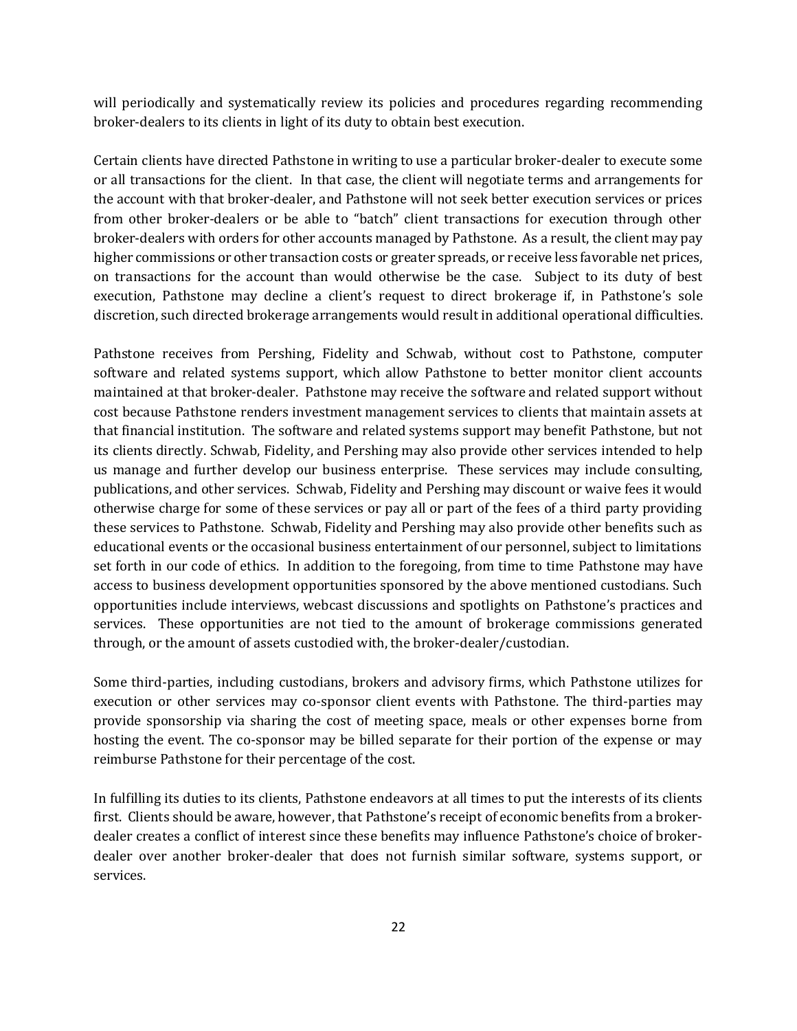will periodically and systematically review its policies and procedures regarding recommending broker-dealers to its clients in light of its duty to obtain best execution.

Certain clients have directed Pathstone in writing to use a particular broker-dealer to execute some or all transactions for the client. In that case, the client will negotiate terms and arrangements for the account with that broker-dealer, and Pathstone will not seek better execution services or prices from other broker-dealers or be able to "batch" client transactions for execution through other broker-dealers with orders for other accounts managed by Pathstone. As a result, the client may pay higher commissions or other transaction costs or greater spreads, or receive less favorable net prices, on transactions for the account than would otherwise be the case. Subject to its duty of best execution, Pathstone may decline a client's request to direct brokerage if, in Pathstone's sole discretion, such directed brokerage arrangements would result in additional operational difficulties.

Pathstone receives from Pershing, Fidelity and Schwab, without cost to Pathstone, computer software and related systems support, which allow Pathstone to better monitor client accounts maintained at that broker-dealer. Pathstone may receive the software and related support without cost because Pathstone renders investment management services to clients that maintain assets at that financial institution. The software and related systems support may benefit Pathstone, but not its clients directly. Schwab, Fidelity, and Pershing may also provide other services intended to help us manage and further develop our business enterprise. These services may include consulting, publications, and other services. Schwab, Fidelity and Pershing may discount or waive fees it would otherwise charge for some of these services or pay all or part of the fees of a third party providing these services to Pathstone. Schwab, Fidelity and Pershing may also provide other benefits such as educational events or the occasional business entertainment of our personnel, subject to limitations set forth in our code of ethics. In addition to the foregoing, from time to time Pathstone may have access to business development opportunities sponsored by the above mentioned custodians. Such opportunities include interviews, webcast discussions and spotlights on Pathstone's practices and services. These opportunities are not tied to the amount of brokerage commissions generated through, or the amount of assets custodied with, the broker-dealer/custodian.

Some third-parties, including custodians, brokers and advisory firms, which Pathstone utilizes for execution or other services may co-sponsor client events with Pathstone. The third-parties may provide sponsorship via sharing the cost of meeting space, meals or other expenses borne from hosting the event. The co-sponsor may be billed separate for their portion of the expense or may reimburse Pathstone for their percentage of the cost.

In fulfilling its duties to its clients, Pathstone endeavors at all times to put the interests of its clients first. Clients should be aware, however, that Pathstone's receipt of economic benefits from a broker-dealer creates a conflict of interest since these benefits may influence Pathstone's choice of broker-dealer over another broker-dealer that does not furnish similar software, systems support, or services.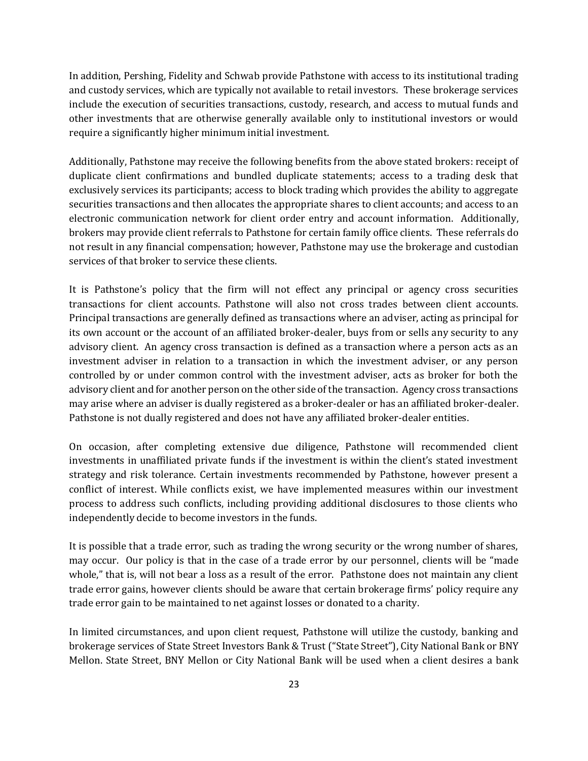In addition, Pershing, Fidelity and Schwab provide Pathstone with access to its institutional trading and custody services, which are typically not available to retail investors. These brokerage services include the execution of securities transactions, custody, research, and access to mutual funds and other investments that are otherwise generally available only to institutional investors or would require a significantly higher minimum initial investment.

Additionally, Pathstone may receive the following benefits from the above stated brokers: receipt of duplicate client confirmations and bundled duplicate statements; access to a trading desk that exclusively services its participants; access to block trading which provides the ability to aggregate securities transactions and then allocates the appropriate shares to client accounts; and access to an electronic communication network for client order entry and account information. Additionally, brokers may provide client referrals to Pathstone for certain family office clients. These referrals do not result in any financial compensation; however, Pathstone may use the brokerage and custodian services of that broker to service these clients.

It is Pathstone's policy that the firm will not effect any principal or agency cross securities transactions for client accounts. Pathstone will also not cross trades between client accounts. Principal transactions are generally defined as transactions where an adviser, acting as principal for its own account or the account of an affiliated broker-dealer, buys from or sells any security to any advisory client. An agency cross transaction is defined as a transaction where a person acts as an investment adviser in relation to a transaction in which the investment adviser, or any person controlled by or under common control with the investment adviser, acts as broker for both the advisory client and for another person on the other side of the transaction. Agency cross transactions may arise where an adviser is dually registered as a broker-dealer or has an affiliated broker-dealer. Pathstone is not dually registered and does not have any affiliated broker-dealer entities.

On occasion, after completing extensive due diligence, Pathstone will recommended client investments in unaffiliated private funds if the investment is within the client's stated investment strategy and risk tolerance. Certain investments recommended by Pathstone, however present a conflict of interest. While conflicts exist, we have implemented measures within our investment process to address such conflicts, including providing additional disclosures to those clients who independently decide to become investors in the funds.

It is possible that a trade error, such as trading the wrong security or the wrong number of shares, may occur. Our policy is that in the case of a trade error by our personnel, clients will be "made whole," that is, will not bear a loss as a result of the error. Pathstone does not maintain any client trade error gains, however clients should be aware that certain brokerage firms' policy require any trade error gain to be maintained to net against losses or donated to a charity.

In limited circumstances, and upon client request, Pathstone will utilize the custody, banking and brokerage services of State Street Investors Bank & Trust ("State Street"), City National Bank or BNY Mellon. State Street, BNY Mellon or City National Bank will be used when a client desires a bank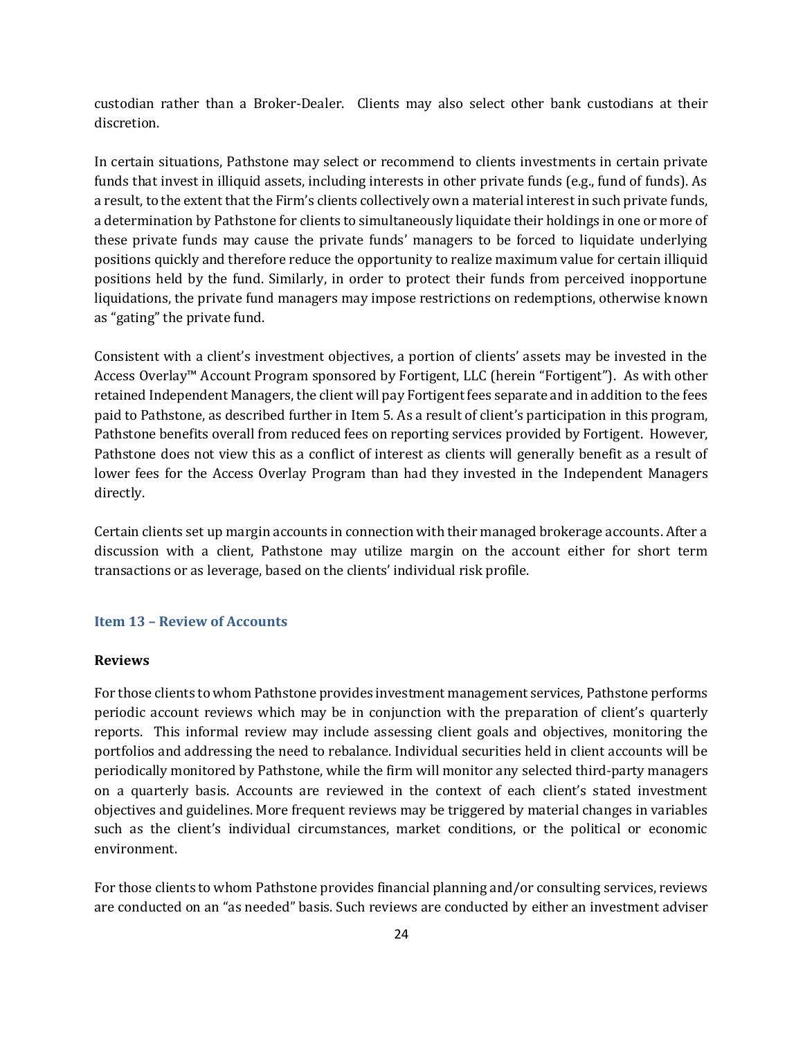custodian rather than a Broker-Dealer. Clients may also select other bank custodians at their discretion.

In certain situations, Pathstone may select or recommend to clients investments in certain private funds that invest in illiquid assets, including interests in other private funds (e.g., fund of funds). As a result, to the extent that the Firm's clients collectively own a material interest in such private funds, a determination by Pathstone for clients to simultaneously liquidate their holdings in one or more of these private funds may cause the private funds' managers to be forced to liquidate underlying positions quickly and therefore reduce the opportunity to realize maximum value for certain illiquid positions held by the fund. Similarly, in order to protect their funds from perceived inopportune liquidations, the private fund managers may impose restrictions on redemptions, otherwise known as "gating" the private fund.

Consistent with a client's investment objectives, a portion of clients' assets may be invested in the Access Overlay™ Account Program sponsored by Fortigent, LLC (herein "Fortigent"). As with other retained Independent Managers, the client will pay Fortigent fees separate and in addition to the fees paid to Pathstone, as described further in Item 5. As a result of client's participation in this program, Pathstone benefits overall from reduced fees on reporting services provided by Fortigent. However, Pathstone does not view this as a conflict of interest as clients will generally benefit as a result of lower fees for the Access Overlay Program than had they invested in the Independent Managers directly.

Certain clients set up margin accounts in connection with their managed brokerage accounts. After a discussion with a client, Pathstone may utilize margin on the account either for short term transactions or as leverage, based on the clients' individual risk profile.

## Item 13 – Review of Accounts

### Reviews

For those clients to whom Pathstone provides investment management services, Pathstone performs periodic account reviews which may be in conjunction with the preparation of client's quarterly reports. This informal review may include assessing client goals and objectives, monitoring the portfolios and addressing the need to rebalance. Individual securities held in client accounts will be periodically monitored by Pathstone, while the firm will monitor any selected third-party managers on a quarterly basis. Accounts are reviewed in the context of each client's stated investment objectives and guidelines. More frequent reviews may be triggered by material changes in variables such as the client's individual circumstances, market conditions, or the political or economic environment.

For those clients to whom Pathstone provides financial planning and/or consulting services, reviews are conducted on an "as needed" basis. Such reviews are conducted by either an investment adviser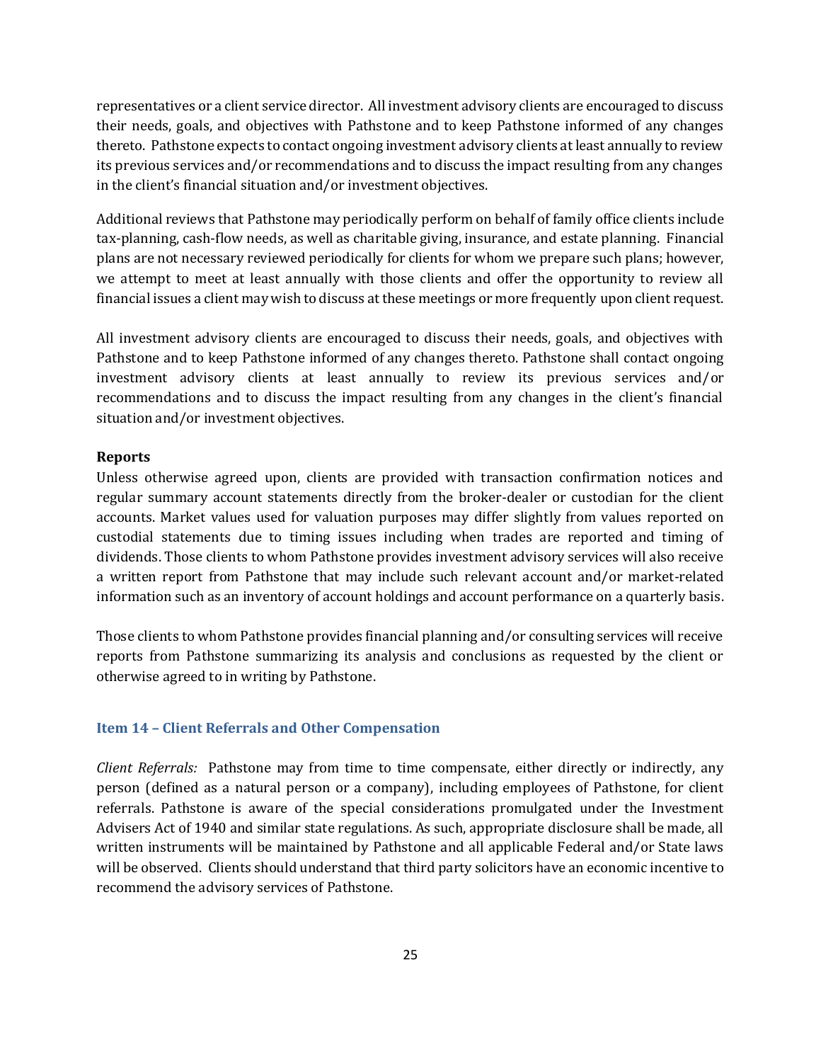representatives or a client service director. All investment advisory clients are encouraged to discuss their needs, goals, and objectives with Pathstone and to keep Pathstone informed of any changes thereto. Pathstone expects to contact ongoing investment advisory clients at least annually to review its previous services and/or recommendations and to discuss the impact resulting from any changes in the client's financial situation and/or investment objectives.

Additional reviews that Pathstone may periodically perform on behalf of family office clients include tax-planning, cash-flow needs, as well as charitable giving, insurance, and estate planning. Financial plans are not necessary reviewed periodically for clients for whom we prepare such plans; however, we attempt to meet at least annually with those clients and offer the opportunity to review all financial issues a client may wish to discuss at these meetings or more frequently upon client request.

All investment advisory clients are encouraged to discuss their needs, goals, and objectives with Pathstone and to keep Pathstone informed of any changes thereto. Pathstone shall contact ongoing investment advisory clients at least annually to review its previous services and/or recommendations and to discuss the impact resulting from any changes in the client's financial situation and/or investment objectives.

**Reports**

Unless otherwise agreed upon, clients are provided with transaction confirmation notices and regular summary account statements directly from the broker-dealer or custodian for the client accounts. Market values used for valuation purposes may differ slightly from values reported on custodial statements due to timing issues including when trades are reported and timing of dividends. Those clients to whom Pathstone provides investment advisory services will also receive a written report from Pathstone that may include such relevant account and/or market-related information such as an inventory of account holdings and account performance on a quarterly basis.

Those clients to whom Pathstone provides financial planning and/or consulting services will receive reports from Pathstone summarizing its analysis and conclusions as requested by the client or otherwise agreed to in writing by Pathstone.

## Item 14 – Client Referrals and Other Compensation

*Client Referrals:* Pathstone may from time to time compensate, either directly or indirectly, any person (defined as a natural person or a company), including employees of Pathstone, for client referrals. Pathstone is aware of the special considerations promulgated under the Investment Advisers Act of 1940 and similar state regulations. As such, appropriate disclosure shall be made, all written instruments will be maintained by Pathstone and all applicable Federal and/or State laws will be observed. Clients should understand that third party solicitors have an economic incentive to recommend the advisory services of Pathstone.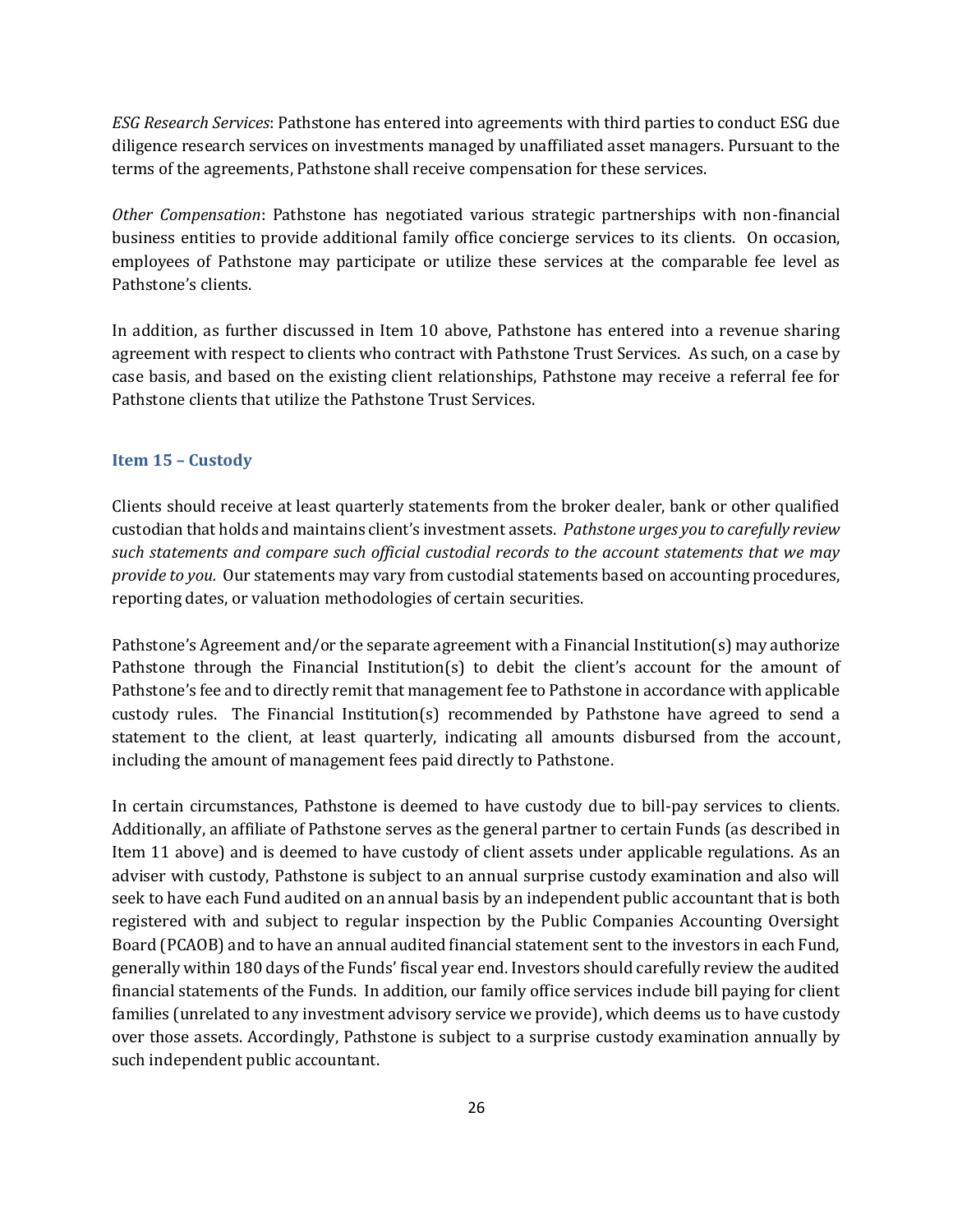*ESG Research Services*: Pathstone has entered into agreements with third parties to conduct ESG due diligence research services on investments managed by unaffiliated asset managers. Pursuant to the terms of the agreements, Pathstone shall receive compensation for these services.

*Other Compensation*: Pathstone has negotiated various strategic partnerships with non-financial business entities to provide additional family office concierge services to its clients. On occasion, employees of Pathstone may participate or utilize these services at the comparable fee level as Pathstone's clients.

In addition, as further discussed in Item 10 above, Pathstone has entered into a revenue sharing agreement with respect to clients who contract with Pathstone Trust Services. As such, on a case by case basis, and based on the existing client relationships, Pathstone may receive a referral fee for Pathstone clients that utilize the Pathstone Trust Services.

## Item 15 – Custody

Clients should receive at least quarterly statements from the broker dealer, bank or other qualified custodian that holds and maintains client's investment assets. *Pathstone urges you to carefully review such statements and compare such official custodial records to the account statements that we may provide to you.* Our statements may vary from custodial statements based on accounting procedures, reporting dates, or valuation methodologies of certain securities.

Pathstone's Agreement and/or the separate agreement with a Financial Institution(s) may authorize Pathstone through the Financial Institution(s) to debit the client's account for the amount of Pathstone's fee and to directly remit that management fee to Pathstone in accordance with applicable custody rules. The Financial Institution(s) recommended by Pathstone have agreed to send a statement to the client, at least quarterly, indicating all amounts disbursed from the account, including the amount of management fees paid directly to Pathstone.

In certain circumstances, Pathstone is deemed to have custody due to bill-pay services to clients. Additionally, an affiliate of Pathstone serves as the general partner to certain Funds (as described in Item 11 above) and is deemed to have custody of client assets under applicable regulations. As an adviser with custody, Pathstone is subject to an annual surprise custody examination and also will seek to have each Fund audited on an annual basis by an independent public accountant that is both registered with and subject to regular inspection by the Public Companies Accounting Oversight Board (PCAOB) and to have an annual audited financial statement sent to the investors in each Fund, generally within 180 days of the Funds' fiscal year end. Investors should carefully review the audited financial statements of the Funds. In addition, our family office services include bill paying for client families (unrelated to any investment advisory service we provide), which deems us to have custody over those assets. Accordingly, Pathstone is subject to a surprise custody examination annually by such independent public accountant.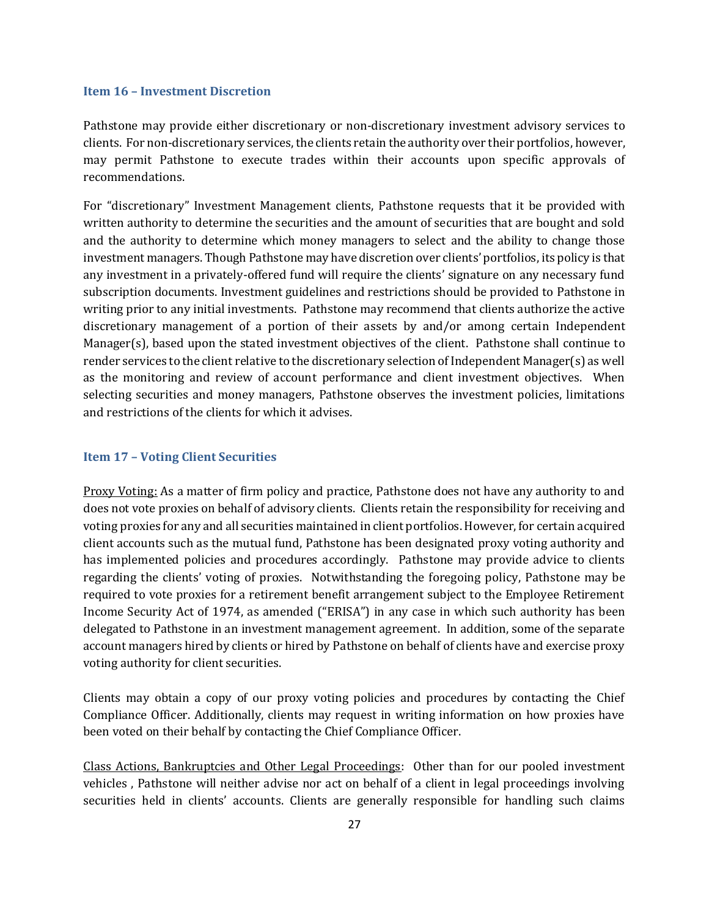## Item 16 – Investment Discretion

Pathstone may provide either discretionary or non-discretionary investment advisory services to clients. For non-discretionary services, the clients retain the authority over their portfolios, however, may permit Pathstone to execute trades within their accounts upon specific approvals of recommendations.

For "discretionary" Investment Management clients, Pathstone requests that it be provided with written authority to determine the securities and the amount of securities that are bought and sold and the authority to determine which money managers to select and the ability to change those investment managers. Though Pathstone may have discretion over clients' portfolios, its policy is that any investment in a privately-offered fund will require the clients' signature on any necessary fund subscription documents. Investment guidelines and restrictions should be provided to Pathstone in writing prior to any initial investments. Pathstone may recommend that clients authorize the active discretionary management of a portion of their assets by and/or among certain Independent Manager(s), based upon the stated investment objectives of the client. Pathstone shall continue to render services to the client relative to the discretionary selection of Independent Manager(s) as well as the monitoring and review of account performance and client investment objectives. When selecting securities and money managers, Pathstone observes the investment policies, limitations and restrictions of the clients for which it advises.

## Item 17 – Voting Client Securities

Proxy Voting: As a matter of firm policy and practice, Pathstone does not have any authority to and does not vote proxies on behalf of advisory clients. Clients retain the responsibility for receiving and voting proxies for any and all securities maintained in client portfolios. However, for certain acquired client accounts such as the mutual fund, Pathstone has been designated proxy voting authority and has implemented policies and procedures accordingly. Pathstone may provide advice to clients regarding the clients' voting of proxies. Notwithstanding the foregoing policy, Pathstone may be required to vote proxies for a retirement benefit arrangement subject to the Employee Retirement Income Security Act of 1974, as amended ("ERISA") in any case in which such authority has been delegated to Pathstone in an investment management agreement. In addition, some of the separate account managers hired by clients or hired by Pathstone on behalf of clients have and exercise proxy voting authority for client securities.

Clients may obtain a copy of our proxy voting policies and procedures by contacting the Chief Compliance Officer. Additionally, clients may request in writing information on how proxies have been voted on their behalf by contacting the Chief Compliance Officer.

Class Actions, Bankruptcies and Other Legal Proceedings: Other than for our pooled investment vehicles , Pathstone will neither advise nor act on behalf of a client in legal proceedings involving securities held in clients' accounts. Clients are generally responsible for handling such claims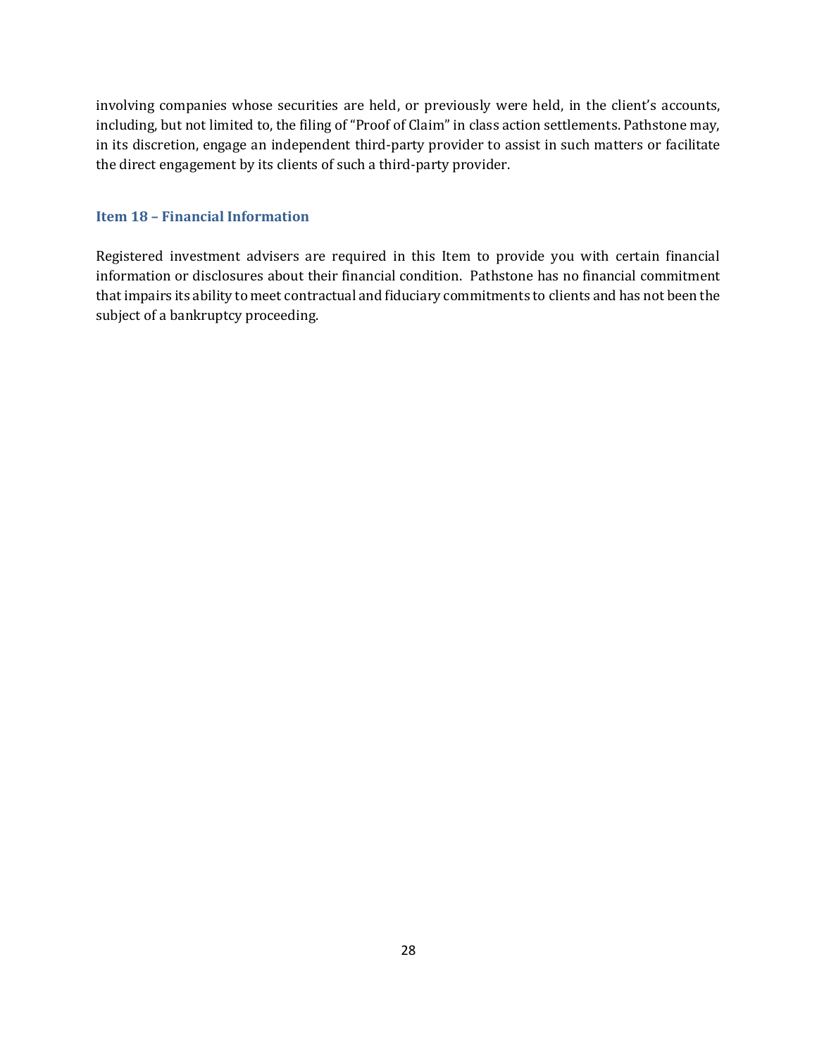involving companies whose securities are held, or previously were held, in the client's accounts, including, but not limited to, the filing of "Proof of Claim" in class action settlements. Pathstone may, in its discretion, engage an independent third-party provider to assist in such matters or facilitate the direct engagement by its clients of such a third-party provider.

## Item 18 – Financial Information

Registered investment advisers are required in this Item to provide you with certain financial information or disclosures about their financial condition. Pathstone has no financial commitment that impairs its ability to meet contractual and fiduciary commitments to clients and has not been the subject of a bankruptcy proceeding.